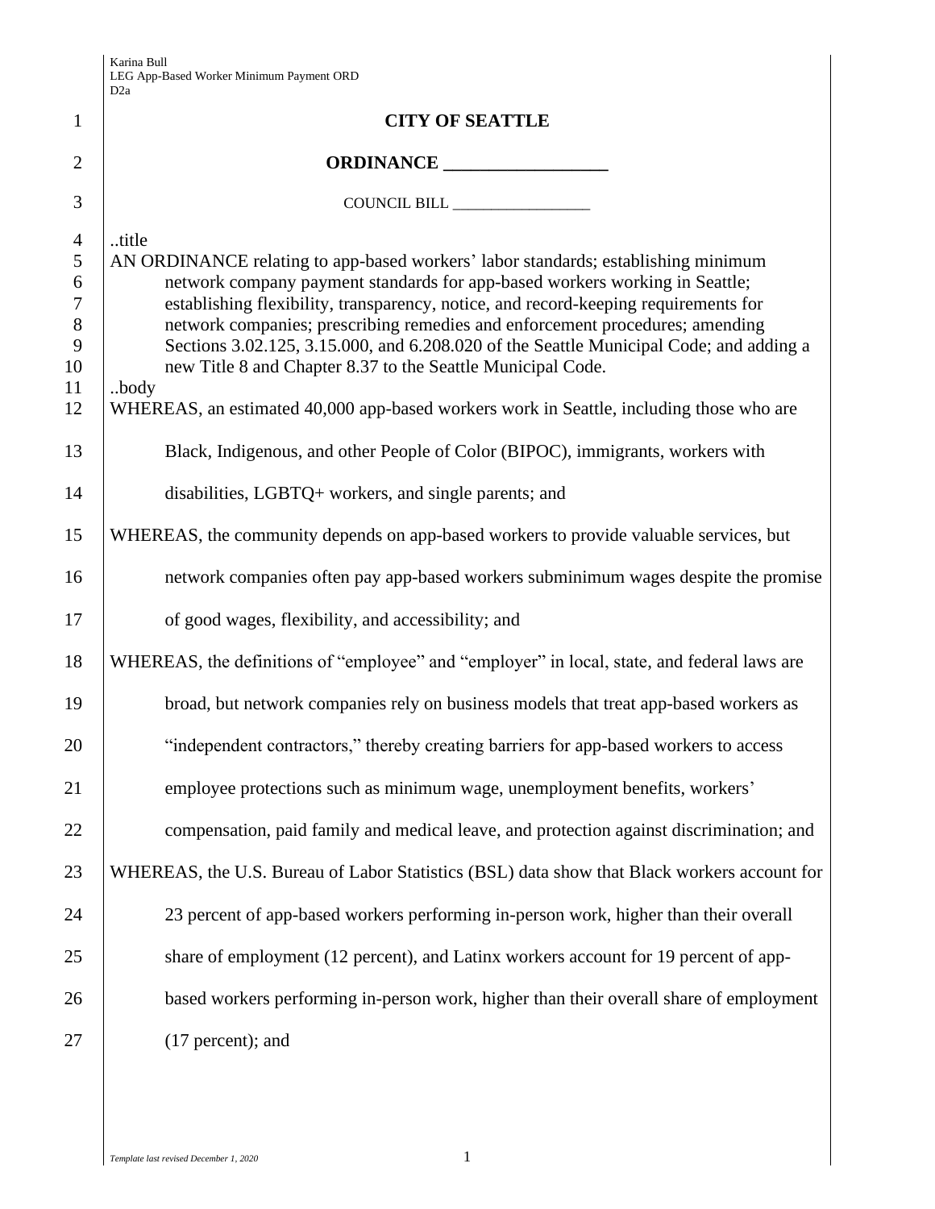Karina Bull
LEG App-Based Worker Minimum Payment ORD
D2a

# CITY OF SEATTLE

## ORDINANCE __________________

COUNCIL BILL __________________

..title

AN ORDINANCE relating to app-based workers' labor standards; establishing minimum network company payment standards for app-based workers working in Seattle; establishing flexibility, transparency, notice, and record-keeping requirements for network companies; prescribing remedies and enforcement procedures; amending Sections 3.02.125, 3.15.000, and 6.208.020 of the Seattle Municipal Code; and adding a new Title 8 and Chapter 8.37 to the Seattle Municipal Code.

..body

WHEREAS, an estimated 40,000 app-based workers work in Seattle, including those who are Black, Indigenous, and other People of Color (BIPOC), immigrants, workers with disabilities, LGBTQ+ workers, and single parents; and

WHEREAS, the community depends on app-based workers to provide valuable services, but network companies often pay app-based workers subminimum wages despite the promise of good wages, flexibility, and accessibility; and

WHEREAS, the definitions of "employee" and "employer" in local, state, and federal laws are broad, but network companies rely on business models that treat app-based workers as "independent contractors," thereby creating barriers for app-based workers to access employee protections such as minimum wage, unemployment benefits, workers' compensation, paid family and medical leave, and protection against discrimination; and

WHEREAS, the U.S. Bureau of Labor Statistics (BSL) data show that Black workers account for 23 percent of app-based workers performing in-person work, higher than their overall share of employment (12 percent), and Latinx workers account for 19 percent of app-based workers performing in-person work, higher than their overall share of employment (17 percent); and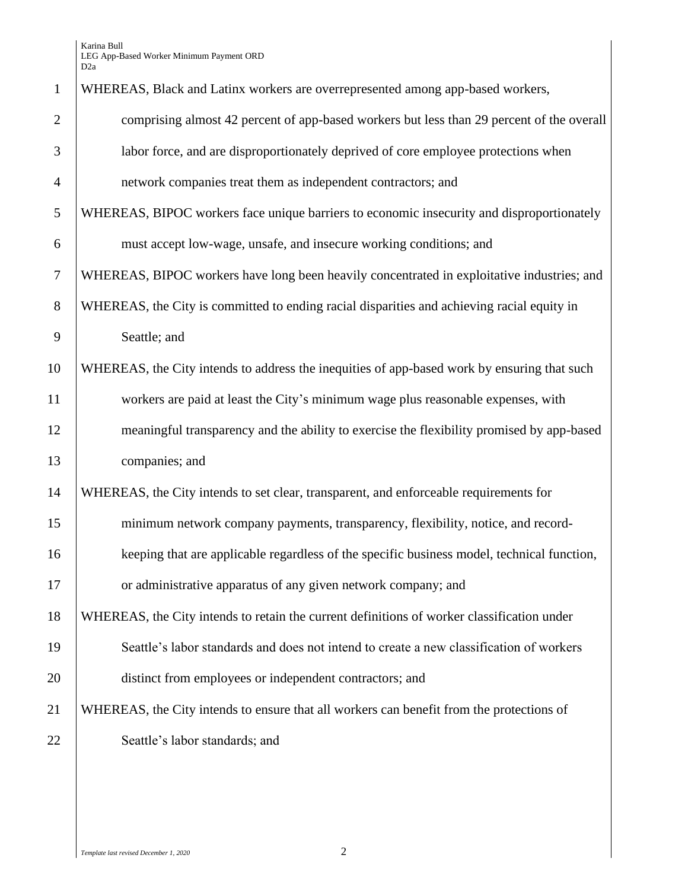WHEREAS, Black and Latinx workers are overrepresented among app-based workers, comprising almost 42 percent of app-based workers but less than 29 percent of the overall labor force, and are disproportionately deprived of core employee protections when network companies treat them as independent contractors; and

WHEREAS, BIPOC workers face unique barriers to economic insecurity and disproportionately must accept low-wage, unsafe, and insecure working conditions; and

WHEREAS, BIPOC workers have long been heavily concentrated in exploitative industries; and

WHEREAS, the City is committed to ending racial disparities and achieving racial equity in Seattle; and

WHEREAS, the City intends to address the inequities of app-based work by ensuring that such workers are paid at least the City's minimum wage plus reasonable expenses, with meaningful transparency and the ability to exercise the flexibility promised by app-based companies; and

WHEREAS, the City intends to set clear, transparent, and enforceable requirements for minimum network company payments, transparency, flexibility, notice, and record-keeping that are applicable regardless of the specific business model, technical function, or administrative apparatus of any given network company; and

WHEREAS, the City intends to retain the current definitions of worker classification under Seattle's labor standards and does not intend to create a new classification of workers distinct from employees or independent contractors; and

WHEREAS, the City intends to ensure that all workers can benefit from the protections of Seattle's labor standards; and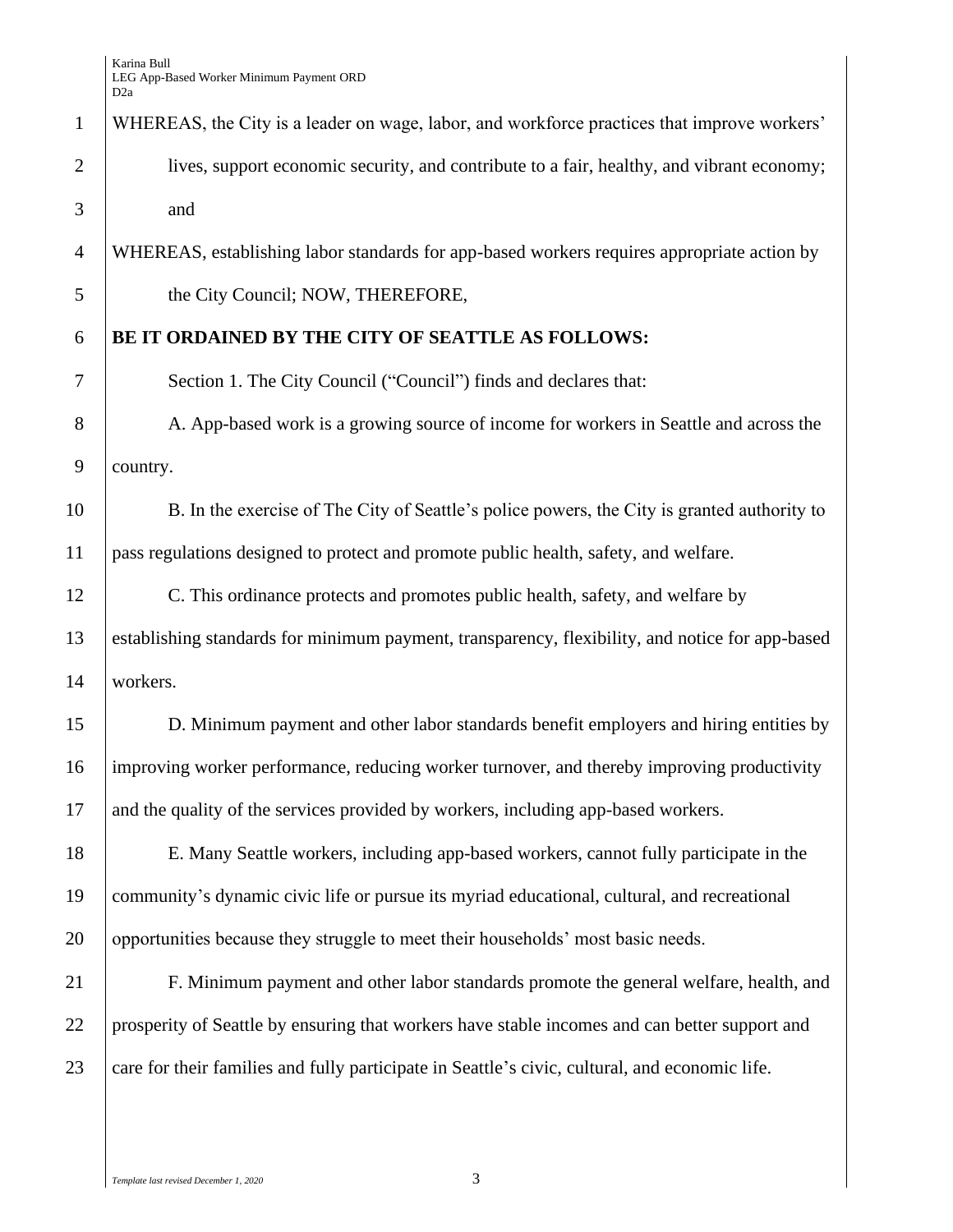WHEREAS, the City is a leader on wage, labor, and workforce practices that improve workers' lives, support economic security, and contribute to a fair, healthy, and vibrant economy; and

WHEREAS, establishing labor standards for app-based workers requires appropriate action by the City Council; NOW, THEREFORE,

**BE IT ORDAINED BY THE CITY OF SEATTLE AS FOLLOWS:**

Section 1. The City Council ("Council") finds and declares that:

A. App-based work is a growing source of income for workers in Seattle and across the country.

B. In the exercise of The City of Seattle's police powers, the City is granted authority to pass regulations designed to protect and promote public health, safety, and welfare.

C. This ordinance protects and promotes public health, safety, and welfare by establishing standards for minimum payment, transparency, flexibility, and notice for app-based workers.

D. Minimum payment and other labor standards benefit employers and hiring entities by improving worker performance, reducing worker turnover, and thereby improving productivity and the quality of the services provided by workers, including app-based workers.

E. Many Seattle workers, including app-based workers, cannot fully participate in the community's dynamic civic life or pursue its myriad educational, cultural, and recreational opportunities because they struggle to meet their households' most basic needs.

F. Minimum payment and other labor standards promote the general welfare, health, and prosperity of Seattle by ensuring that workers have stable incomes and can better support and care for their families and fully participate in Seattle's civic, cultural, and economic life.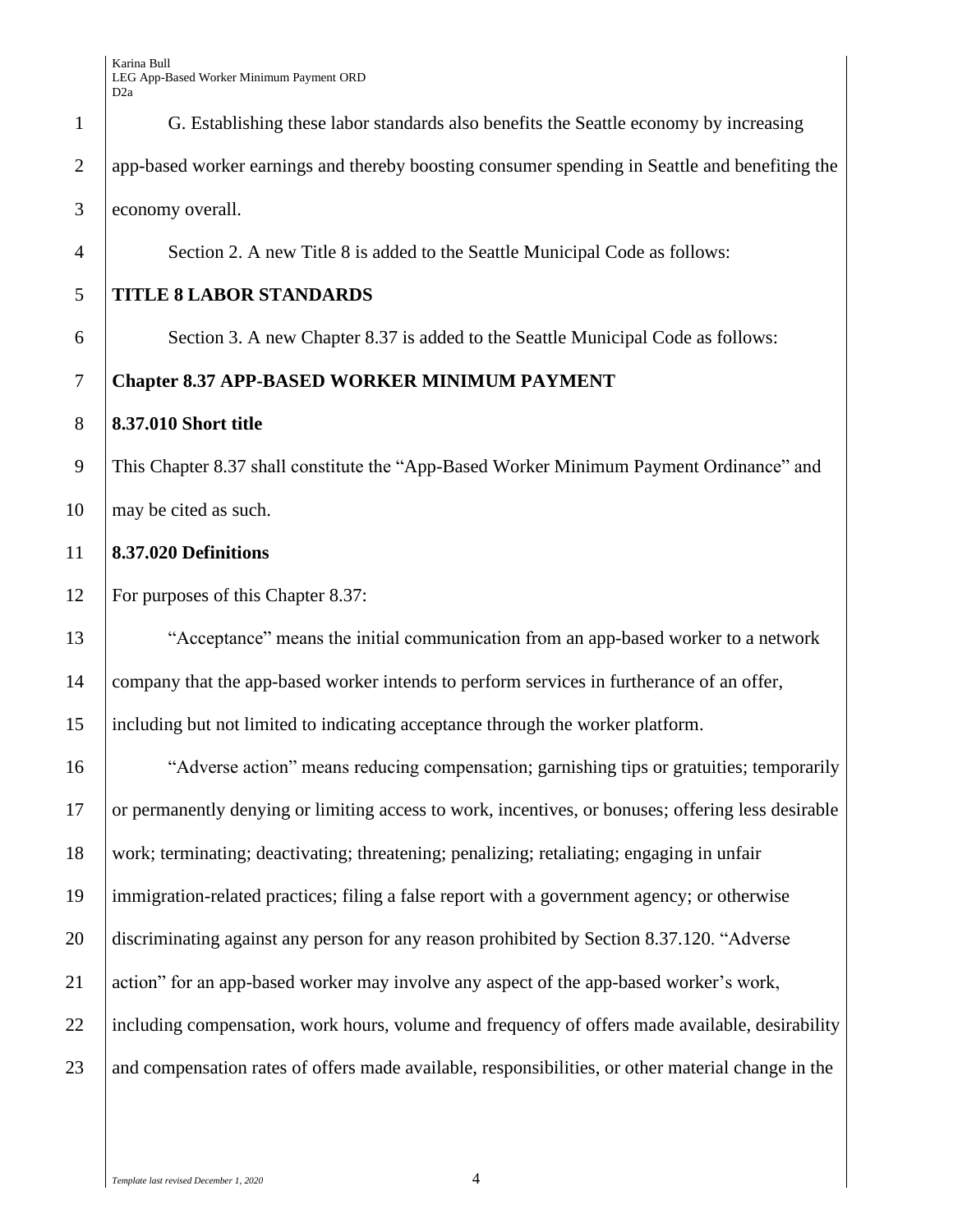G. Establishing these labor standards also benefits the Seattle economy by increasing app-based worker earnings and thereby boosting consumer spending in Seattle and benefiting the economy overall.

Section 2. A new Title 8 is added to the Seattle Municipal Code as follows:

**TITLE 8 LABOR STANDARDS**

Section 3. A new Chapter 8.37 is added to the Seattle Municipal Code as follows:

**Chapter 8.37 APP-BASED WORKER MINIMUM PAYMENT**

**8.37.010 Short title**

This Chapter 8.37 shall constitute the "App-Based Worker Minimum Payment Ordinance" and may be cited as such.

**8.37.020 Definitions**

For purposes of this Chapter 8.37:

"Acceptance" means the initial communication from an app-based worker to a network company that the app-based worker intends to perform services in furtherance of an offer, including but not limited to indicating acceptance through the worker platform.

"Adverse action" means reducing compensation; garnishing tips or gratuities; temporarily or permanently denying or limiting access to work, incentives, or bonuses; offering less desirable work; terminating; deactivating; threatening; penalizing; retaliating; engaging in unfair immigration-related practices; filing a false report with a government agency; or otherwise discriminating against any person for any reason prohibited by Section 8.37.120. "Adverse action" for an app-based worker may involve any aspect of the app-based worker's work, including compensation, work hours, volume and frequency of offers made available, desirability and compensation rates of offers made available, responsibilities, or other material change in the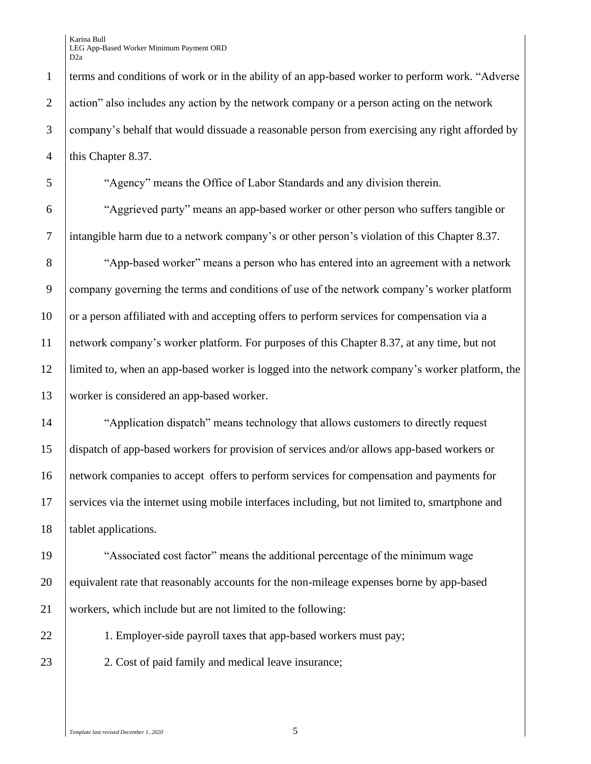terms and conditions of work or in the ability of an app-based worker to perform work. "Adverse action" also includes any action by the network company or a person acting on the network company's behalf that would dissuade a reasonable person from exercising any right afforded by this Chapter 8.37.

"Agency" means the Office of Labor Standards and any division therein.

"Aggrieved party" means an app-based worker or other person who suffers tangible or intangible harm due to a network company's or other person's violation of this Chapter 8.37.

"App-based worker" means a person who has entered into an agreement with a network company governing the terms and conditions of use of the network company's worker platform or a person affiliated with and accepting offers to perform services for compensation via a network company's worker platform. For purposes of this Chapter 8.37, at any time, but not limited to, when an app-based worker is logged into the network company's worker platform, the worker is considered an app-based worker.

"Application dispatch" means technology that allows customers to directly request dispatch of app-based workers for provision of services and/or allows app-based workers or network companies to accept offers to perform services for compensation and payments for services via the internet using mobile interfaces including, but not limited to, smartphone and tablet applications.

"Associated cost factor" means the additional percentage of the minimum wage equivalent rate that reasonably accounts for the non-mileage expenses borne by app-based workers, which include but are not limited to the following:

1. Employer-side payroll taxes that app-based workers must pay;

2. Cost of paid family and medical leave insurance;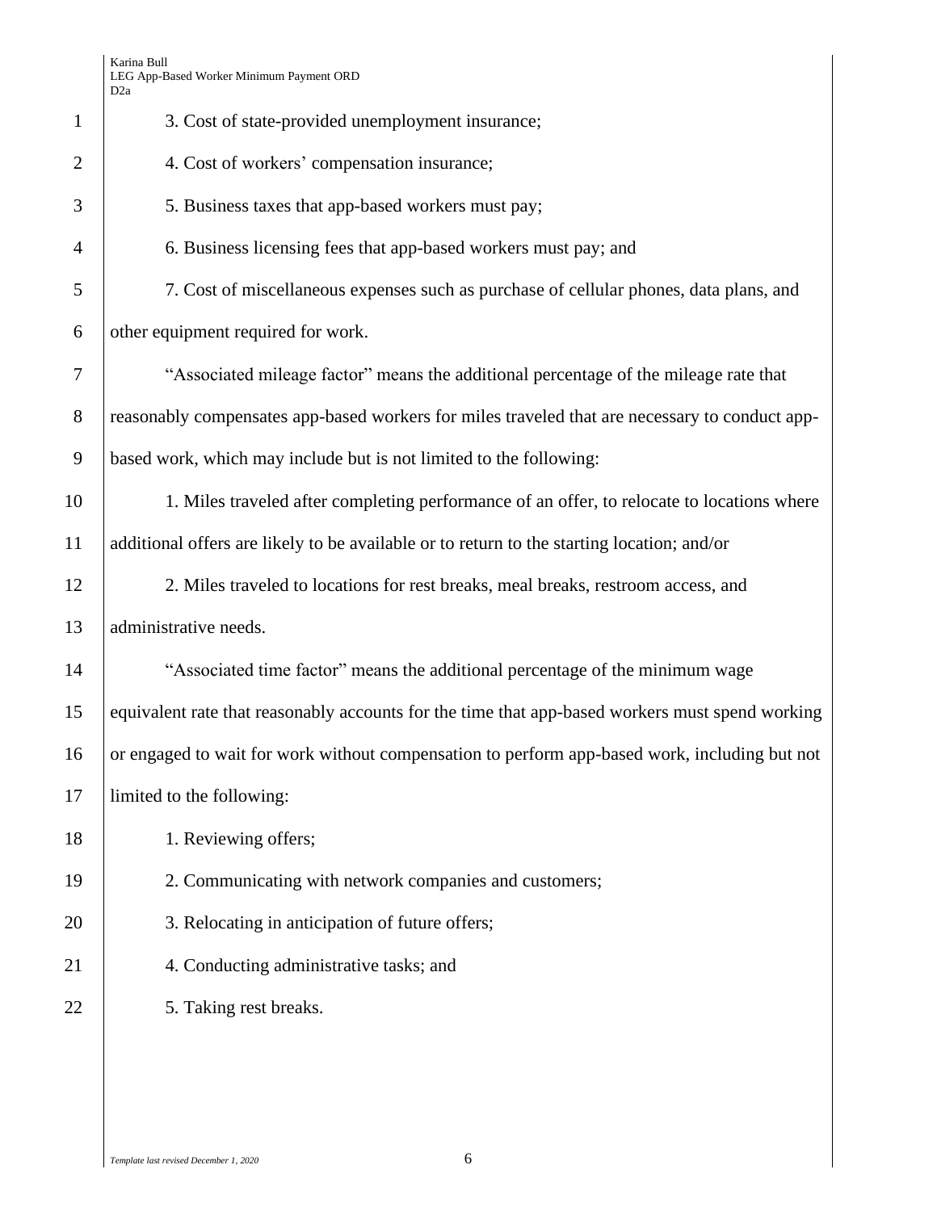3. Cost of state-provided unemployment insurance;

4. Cost of workers' compensation insurance;

5. Business taxes that app-based workers must pay;

6. Business licensing fees that app-based workers must pay; and

7. Cost of miscellaneous expenses such as purchase of cellular phones, data plans, and other equipment required for work.

"Associated mileage factor" means the additional percentage of the mileage rate that reasonably compensates app-based workers for miles traveled that are necessary to conduct app-based work, which may include but is not limited to the following:

1. Miles traveled after completing performance of an offer, to relocate to locations where additional offers are likely to be available or to return to the starting location; and/or

2. Miles traveled to locations for rest breaks, meal breaks, restroom access, and administrative needs.

"Associated time factor" means the additional percentage of the minimum wage equivalent rate that reasonably accounts for the time that app-based workers must spend working or engaged to wait for work without compensation to perform app-based work, including but not limited to the following:

1. Reviewing offers;

2. Communicating with network companies and customers;

3. Relocating in anticipation of future offers;

4. Conducting administrative tasks; and

5. Taking rest breaks.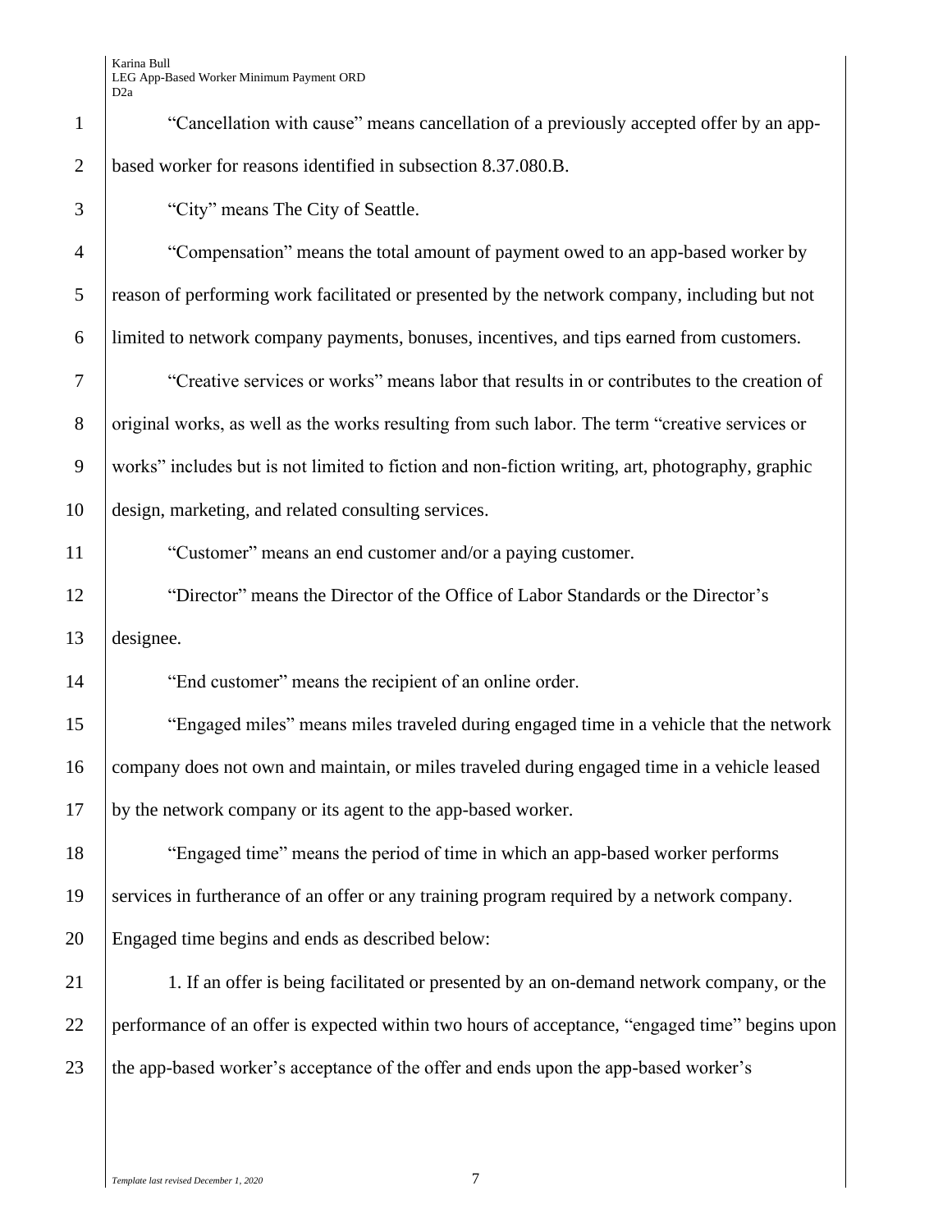"Cancellation with cause" means cancellation of a previously accepted offer by an app-based worker for reasons identified in subsection 8.37.080.B.

"City" means The City of Seattle.

"Compensation" means the total amount of payment owed to an app-based worker by reason of performing work facilitated or presented by the network company, including but not limited to network company payments, bonuses, incentives, and tips earned from customers.

"Creative services or works" means labor that results in or contributes to the creation of original works, as well as the works resulting from such labor. The term "creative services or works" includes but is not limited to fiction and non-fiction writing, art, photography, graphic design, marketing, and related consulting services.

"Customer" means an end customer and/or a paying customer.

"Director" means the Director of the Office of Labor Standards or the Director's designee.

"End customer" means the recipient of an online order.

"Engaged miles" means miles traveled during engaged time in a vehicle that the network company does not own and maintain, or miles traveled during engaged time in a vehicle leased by the network company or its agent to the app-based worker.

"Engaged time" means the period of time in which an app-based worker performs services in furtherance of an offer or any training program required by a network company. Engaged time begins and ends as described below:

1. If an offer is being facilitated or presented by an on-demand network company, or the performance of an offer is expected within two hours of acceptance, "engaged time" begins upon the app-based worker's acceptance of the offer and ends upon the app-based worker's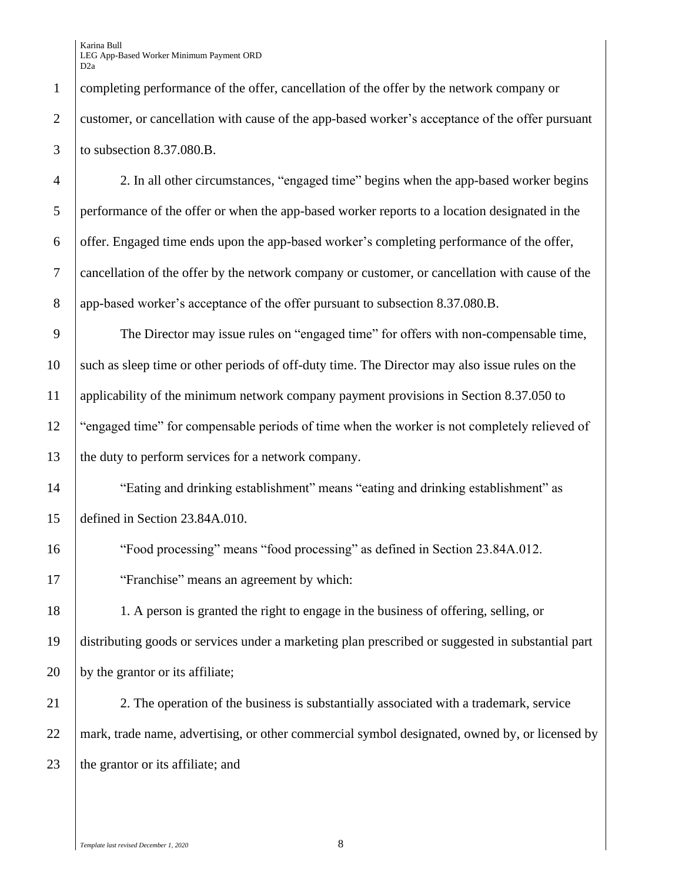completing performance of the offer, cancellation of the offer by the network company or customer, or cancellation with cause of the app-based worker's acceptance of the offer pursuant to subsection 8.37.080.B.

2. In all other circumstances, "engaged time" begins when the app-based worker begins performance of the offer or when the app-based worker reports to a location designated in the offer. Engaged time ends upon the app-based worker's completing performance of the offer, cancellation of the offer by the network company or customer, or cancellation with cause of the app-based worker's acceptance of the offer pursuant to subsection 8.37.080.B.

The Director may issue rules on "engaged time" for offers with non-compensable time, such as sleep time or other periods of off-duty time. The Director may also issue rules on the applicability of the minimum network company payment provisions in Section 8.37.050 to "engaged time" for compensable periods of time when the worker is not completely relieved of the duty to perform services for a network company.

"Eating and drinking establishment" means "eating and drinking establishment" as defined in Section 23.84A.010.

"Food processing" means "food processing" as defined in Section 23.84A.012.

"Franchise" means an agreement by which:

1. A person is granted the right to engage in the business of offering, selling, or distributing goods or services under a marketing plan prescribed or suggested in substantial part by the grantor or its affiliate;

2. The operation of the business is substantially associated with a trademark, service mark, trade name, advertising, or other commercial symbol designated, owned by, or licensed by the grantor or its affiliate; and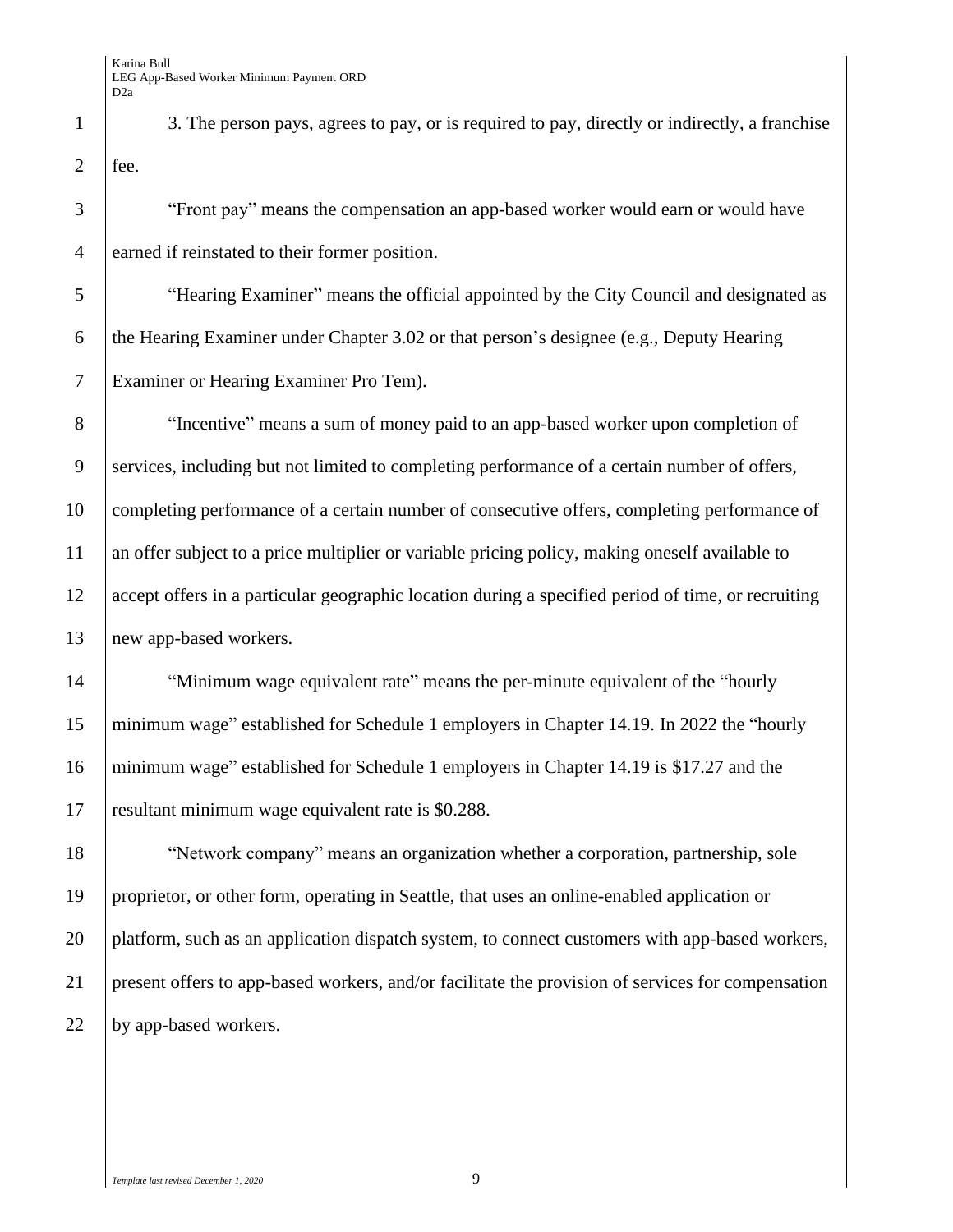3. The person pays, agrees to pay, or is required to pay, directly or indirectly, a franchise fee.

"Front pay" means the compensation an app-based worker would earn or would have earned if reinstated to their former position.

"Hearing Examiner" means the official appointed by the City Council and designated as the Hearing Examiner under Chapter 3.02 or that person's designee (e.g., Deputy Hearing Examiner or Hearing Examiner Pro Tem).

"Incentive" means a sum of money paid to an app-based worker upon completion of services, including but not limited to completing performance of a certain number of offers, completing performance of a certain number of consecutive offers, completing performance of an offer subject to a price multiplier or variable pricing policy, making oneself available to accept offers in a particular geographic location during a specified period of time, or recruiting new app-based workers.

"Minimum wage equivalent rate" means the per-minute equivalent of the "hourly minimum wage" established for Schedule 1 employers in Chapter 14.19. In 2022 the "hourly minimum wage" established for Schedule 1 employers in Chapter 14.19 is $17.27 and the resultant minimum wage equivalent rate is $0.288.

"Network company" means an organization whether a corporation, partnership, sole proprietor, or other form, operating in Seattle, that uses an online-enabled application or platform, such as an application dispatch system, to connect customers with app-based workers, present offers to app-based workers, and/or facilitate the provision of services for compensation by app-based workers.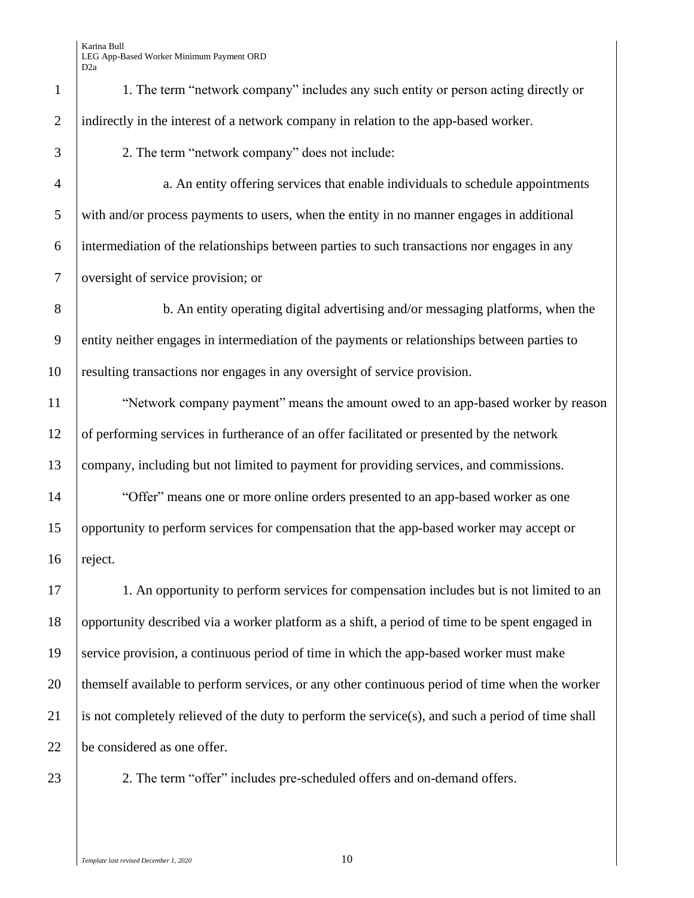1. The term "network company" includes any such entity or person acting directly or indirectly in the interest of a network company in relation to the app-based worker.

2. The term "network company" does not include:

a. An entity offering services that enable individuals to schedule appointments with and/or process payments to users, when the entity in no manner engages in additional intermediation of the relationships between parties to such transactions nor engages in any oversight of service provision; or

b. An entity operating digital advertising and/or messaging platforms, when the entity neither engages in intermediation of the payments or relationships between parties to resulting transactions nor engages in any oversight of service provision.

"Network company payment" means the amount owed to an app-based worker by reason of performing services in furtherance of an offer facilitated or presented by the network company, including but not limited to payment for providing services, and commissions.

"Offer" means one or more online orders presented to an app-based worker as one opportunity to perform services for compensation that the app-based worker may accept or reject.

1. An opportunity to perform services for compensation includes but is not limited to an opportunity described via a worker platform as a shift, a period of time to be spent engaged in service provision, a continuous period of time in which the app-based worker must make themself available to perform services, or any other continuous period of time when the worker is not completely relieved of the duty to perform the service(s), and such a period of time shall be considered as one offer.

2. The term "offer" includes pre-scheduled offers and on-demand offers.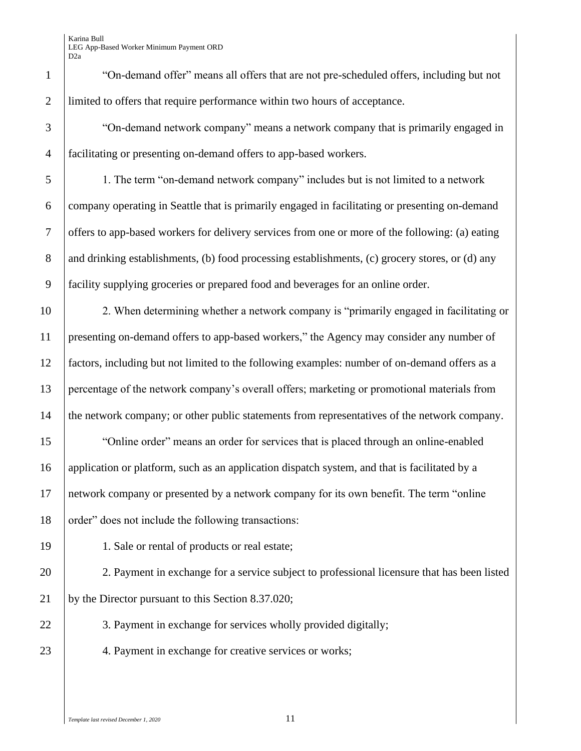"On-demand offer" means all offers that are not pre-scheduled offers, including but not limited to offers that require performance within two hours of acceptance.

"On-demand network company" means a network company that is primarily engaged in facilitating or presenting on-demand offers to app-based workers.

1. The term "on-demand network company" includes but is not limited to a network company operating in Seattle that is primarily engaged in facilitating or presenting on-demand offers to app-based workers for delivery services from one or more of the following: (a) eating and drinking establishments, (b) food processing establishments, (c) grocery stores, or (d) any facility supplying groceries or prepared food and beverages for an online order.

2. When determining whether a network company is "primarily engaged in facilitating or presenting on-demand offers to app-based workers," the Agency may consider any number of factors, including but not limited to the following examples: number of on-demand offers as a percentage of the network company's overall offers; marketing or promotional materials from the network company; or other public statements from representatives of the network company.

"Online order" means an order for services that is placed through an online-enabled application or platform, such as an application dispatch system, and that is facilitated by a network company or presented by a network company for its own benefit. The term "online order" does not include the following transactions:

1. Sale or rental of products or real estate;

2. Payment in exchange for a service subject to professional licensure that has been listed by the Director pursuant to this Section 8.37.020;

3. Payment in exchange for services wholly provided digitally;

4. Payment in exchange for creative services or works;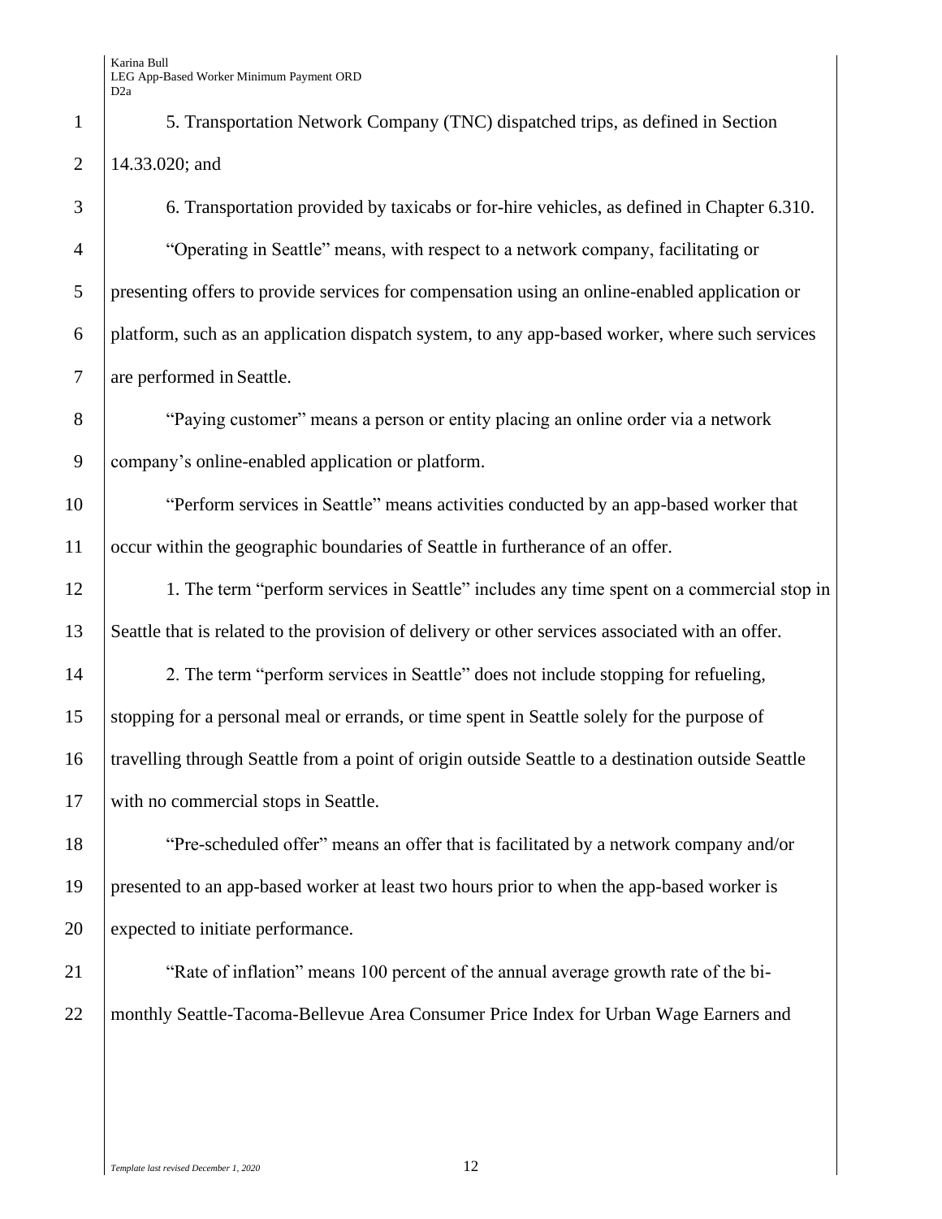5. Transportation Network Company (TNC) dispatched trips, as defined in Section 14.33.020; and

6. Transportation provided by taxicabs or for-hire vehicles, as defined in Chapter 6.310.

"Operating in Seattle" means, with respect to a network company, facilitating or presenting offers to provide services for compensation using an online-enabled application or platform, such as an application dispatch system, to any app-based worker, where such services are performed in Seattle.

"Paying customer" means a person or entity placing an online order via a network company's online-enabled application or platform.

"Perform services in Seattle" means activities conducted by an app-based worker that occur within the geographic boundaries of Seattle in furtherance of an offer.

1. The term "perform services in Seattle" includes any time spent on a commercial stop in Seattle that is related to the provision of delivery or other services associated with an offer.

2. The term "perform services in Seattle" does not include stopping for refueling, stopping for a personal meal or errands, or time spent in Seattle solely for the purpose of travelling through Seattle from a point of origin outside Seattle to a destination outside Seattle with no commercial stops in Seattle.

"Pre-scheduled offer" means an offer that is facilitated by a network company and/or presented to an app-based worker at least two hours prior to when the app-based worker is expected to initiate performance.

"Rate of inflation" means 100 percent of the annual average growth rate of the bi-monthly Seattle-Tacoma-Bellevue Area Consumer Price Index for Urban Wage Earners and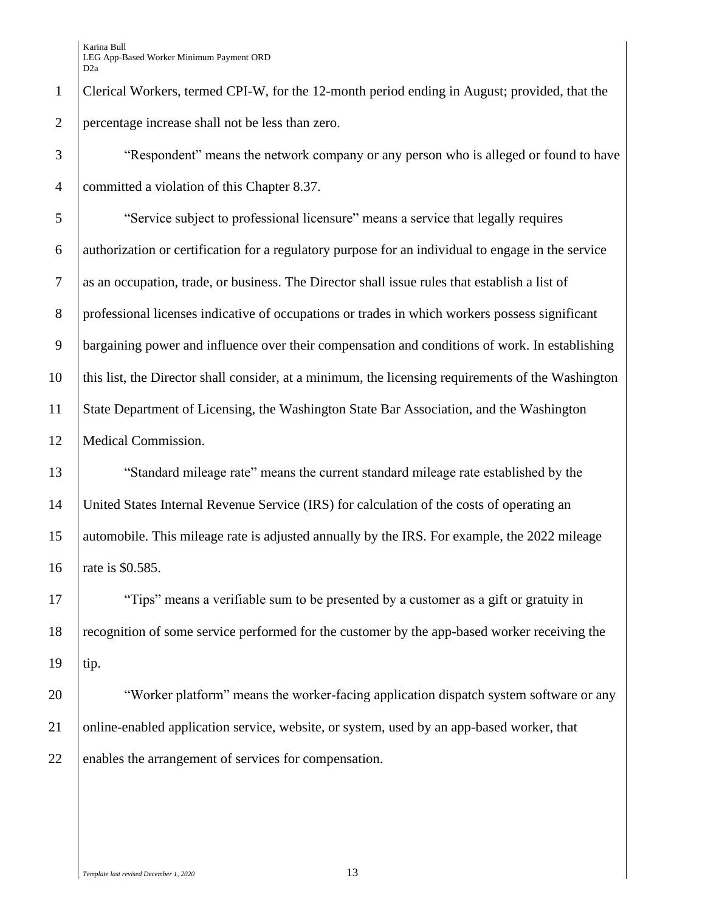Clerical Workers, termed CPI-W, for the 12-month period ending in August; provided, that the percentage increase shall not be less than zero.

"Respondent" means the network company or any person who is alleged or found to have committed a violation of this Chapter 8.37.

"Service subject to professional licensure" means a service that legally requires authorization or certification for a regulatory purpose for an individual to engage in the service as an occupation, trade, or business. The Director shall issue rules that establish a list of professional licenses indicative of occupations or trades in which workers possess significant bargaining power and influence over their compensation and conditions of work. In establishing this list, the Director shall consider, at a minimum, the licensing requirements of the Washington State Department of Licensing, the Washington State Bar Association, and the Washington Medical Commission.

"Standard mileage rate" means the current standard mileage rate established by the United States Internal Revenue Service (IRS) for calculation of the costs of operating an automobile. This mileage rate is adjusted annually by the IRS. For example, the 2022 mileage rate is $0.585.

"Tips" means a verifiable sum to be presented by a customer as a gift or gratuity in recognition of some service performed for the customer by the app-based worker receiving the tip.

"Worker platform" means the worker-facing application dispatch system software or any online-enabled application service, website, or system, used by an app-based worker, that enables the arrangement of services for compensation.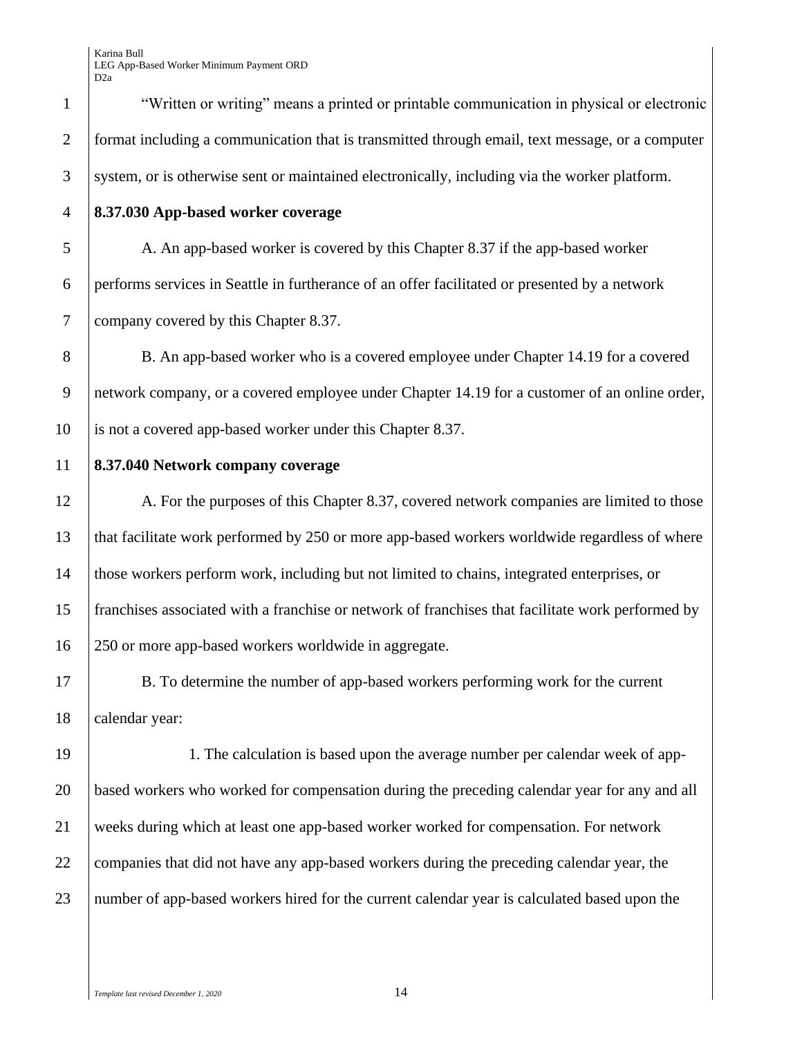"Written or writing" means a printed or printable communication in physical or electronic format including a communication that is transmitted through email, text message, or a computer system, or is otherwise sent or maintained electronically, including via the worker platform.

**8.37.030 App-based worker coverage**

A. An app-based worker is covered by this Chapter 8.37 if the app-based worker performs services in Seattle in furtherance of an offer facilitated or presented by a network company covered by this Chapter 8.37.

B. An app-based worker who is a covered employee under Chapter 14.19 for a covered network company, or a covered employee under Chapter 14.19 for a customer of an online order, is not a covered app-based worker under this Chapter 8.37.

**8.37.040 Network company coverage**

A. For the purposes of this Chapter 8.37, covered network companies are limited to those that facilitate work performed by 250 or more app-based workers worldwide regardless of where those workers perform work, including but not limited to chains, integrated enterprises, or franchises associated with a franchise or network of franchises that facilitate work performed by 250 or more app-based workers worldwide in aggregate.

B. To determine the number of app-based workers performing work for the current calendar year:

1. The calculation is based upon the average number per calendar week of app-based workers who worked for compensation during the preceding calendar year for any and all weeks during which at least one app-based worker worked for compensation. For network companies that did not have any app-based workers during the preceding calendar year, the number of app-based workers hired for the current calendar year is calculated based upon the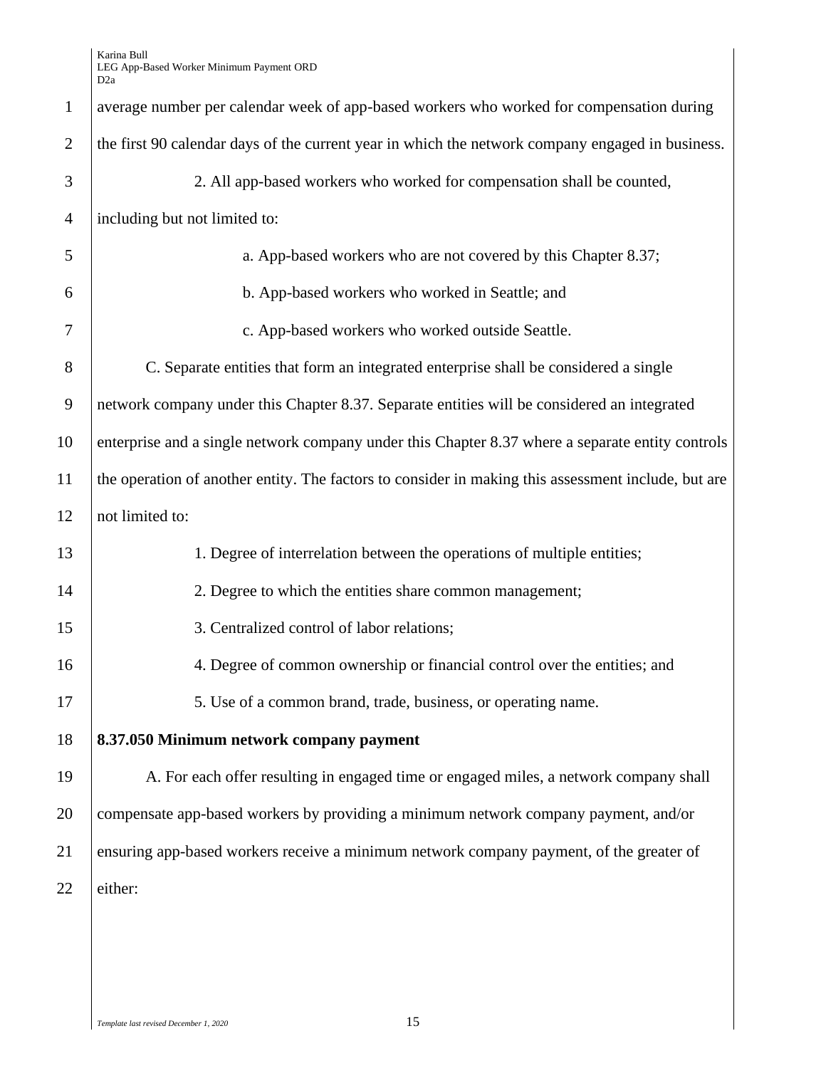average number per calendar week of app-based workers who worked for compensation during the first 90 calendar days of the current year in which the network company engaged in business.

2. All app-based workers who worked for compensation shall be counted, including but not limited to:

a. App-based workers who are not covered by this Chapter 8.37;

b. App-based workers who worked in Seattle; and

c. App-based workers who worked outside Seattle.

C. Separate entities that form an integrated enterprise shall be considered a single network company under this Chapter 8.37. Separate entities will be considered an integrated enterprise and a single network company under this Chapter 8.37 where a separate entity controls the operation of another entity. The factors to consider in making this assessment include, but are not limited to:

1. Degree of interrelation between the operations of multiple entities;

2. Degree to which the entities share common management;

3. Centralized control of labor relations;

4. Degree of common ownership or financial control over the entities; and

5. Use of a common brand, trade, business, or operating name.

**8.37.050 Minimum network company payment**

A. For each offer resulting in engaged time or engaged miles, a network company shall compensate app-based workers by providing a minimum network company payment, and/or ensuring app-based workers receive a minimum network company payment, of the greater of either: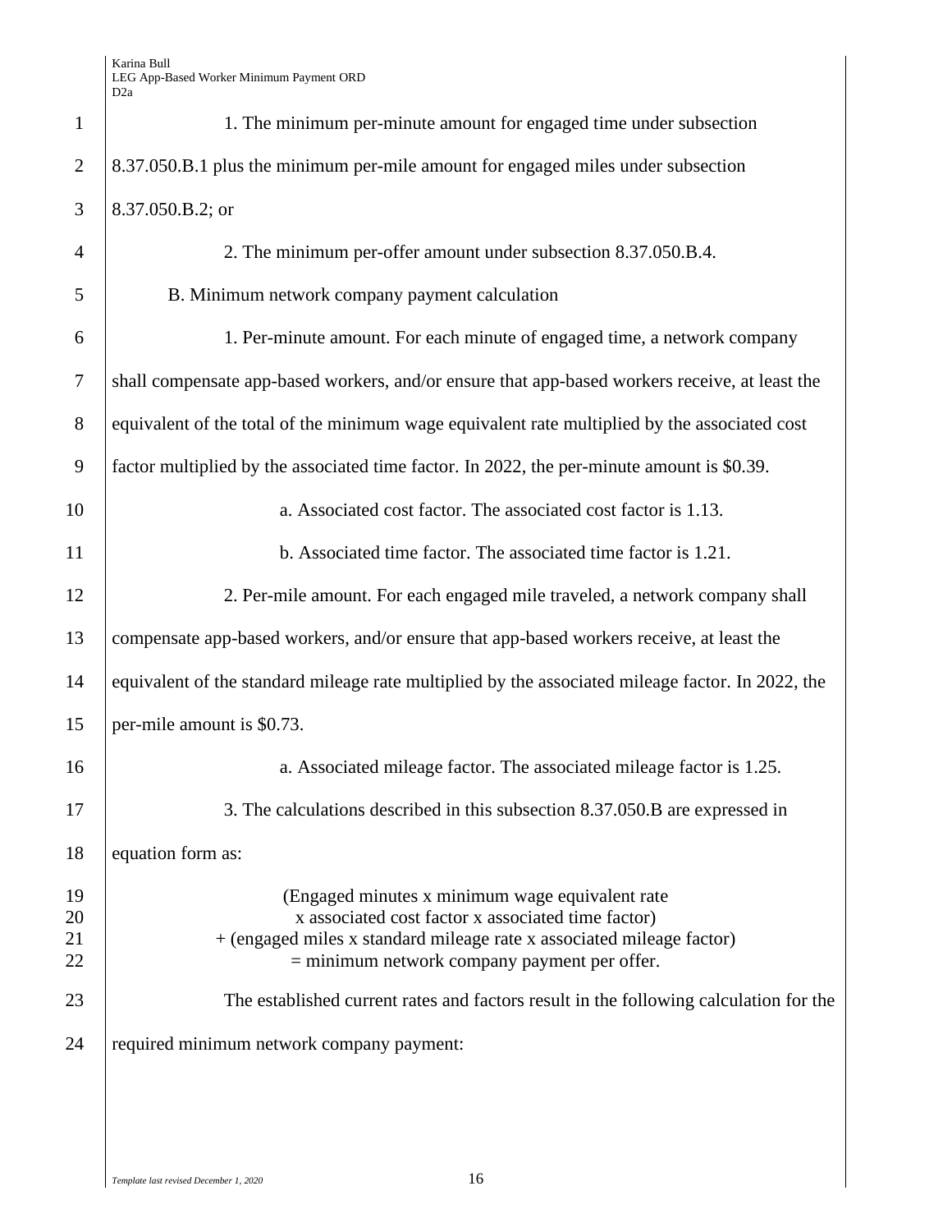1. The minimum per-minute amount for engaged time under subsection 8.37.050.B.1 plus the minimum per-mile amount for engaged miles under subsection 8.37.050.B.2; or

2. The minimum per-offer amount under subsection 8.37.050.B.4.

B. Minimum network company payment calculation

1. Per-minute amount. For each minute of engaged time, a network company shall compensate app-based workers, and/or ensure that app-based workers receive, at least the equivalent of the total of the minimum wage equivalent rate multiplied by the associated cost factor multiplied by the associated time factor. In 2022, the per-minute amount is $0.39.

a. Associated cost factor. The associated cost factor is 1.13.

b. Associated time factor. The associated time factor is 1.21.

2. Per-mile amount. For each engaged mile traveled, a network company shall compensate app-based workers, and/or ensure that app-based workers receive, at least the equivalent of the standard mileage rate multiplied by the associated mileage factor. In 2022, the per-mile amount is $0.73.

a. Associated mileage factor. The associated mileage factor is 1.25.

3. The calculations described in this subsection 8.37.050.B are expressed in equation form as:

(Engaged minutes x minimum wage equivalent rate
x associated cost factor x associated time factor)
+ (engaged miles x standard mileage rate x associated mileage factor)
= minimum network company payment per offer.

The established current rates and factors result in the following calculation for the required minimum network company payment: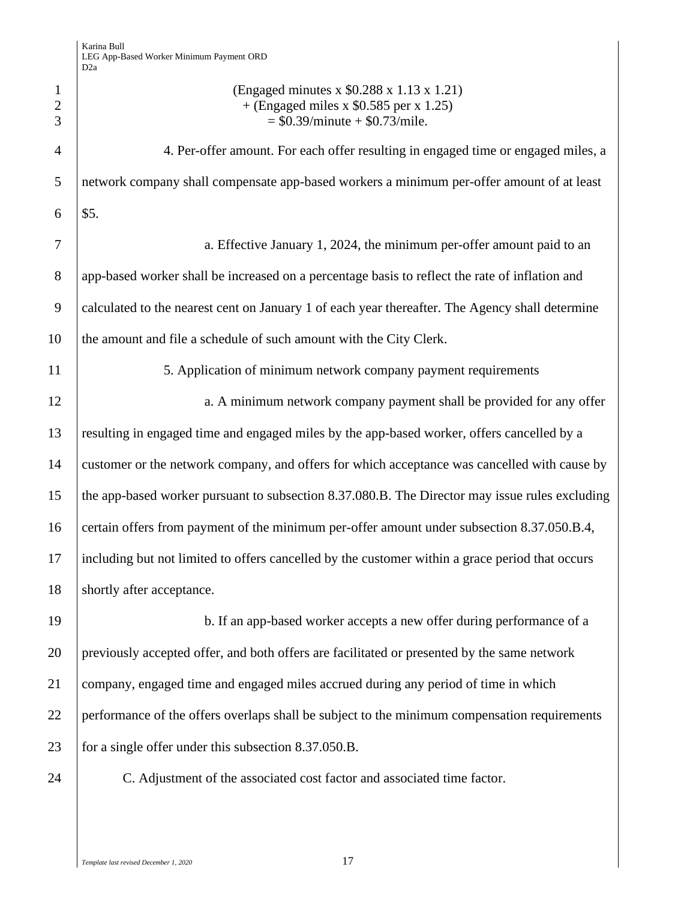$$(\text{Engaged minutes} \times \$0.288 \times 1.13 \times 1.21)$$
$$+ (\text{Engaged miles} \times \$0.585 \text{ per} \times 1.25)$$
$$= \$0.39/\text{minute} + \$0.73/\text{mile}.$$

4. Per-offer amount. For each offer resulting in engaged time or engaged miles, a network company shall compensate app-based workers a minimum per-offer amount of at least $5.

a. Effective January 1, 2024, the minimum per-offer amount paid to an app-based worker shall be increased on a percentage basis to reflect the rate of inflation and calculated to the nearest cent on January 1 of each year thereafter. The Agency shall determine the amount and file a schedule of such amount with the City Clerk.

5. Application of minimum network company payment requirements

a. A minimum network company payment shall be provided for any offer resulting in engaged time and engaged miles by the app-based worker, offers cancelled by a customer or the network company, and offers for which acceptance was cancelled with cause by the app-based worker pursuant to subsection 8.37.080.B. The Director may issue rules excluding certain offers from payment of the minimum per-offer amount under subsection 8.37.050.B.4, including but not limited to offers cancelled by the customer within a grace period that occurs shortly after acceptance.

b. If an app-based worker accepts a new offer during performance of a previously accepted offer, and both offers are facilitated or presented by the same network company, engaged time and engaged miles accrued during any period of time in which performance of the offers overlaps shall be subject to the minimum compensation requirements for a single offer under this subsection 8.37.050.B.

C. Adjustment of the associated cost factor and associated time factor.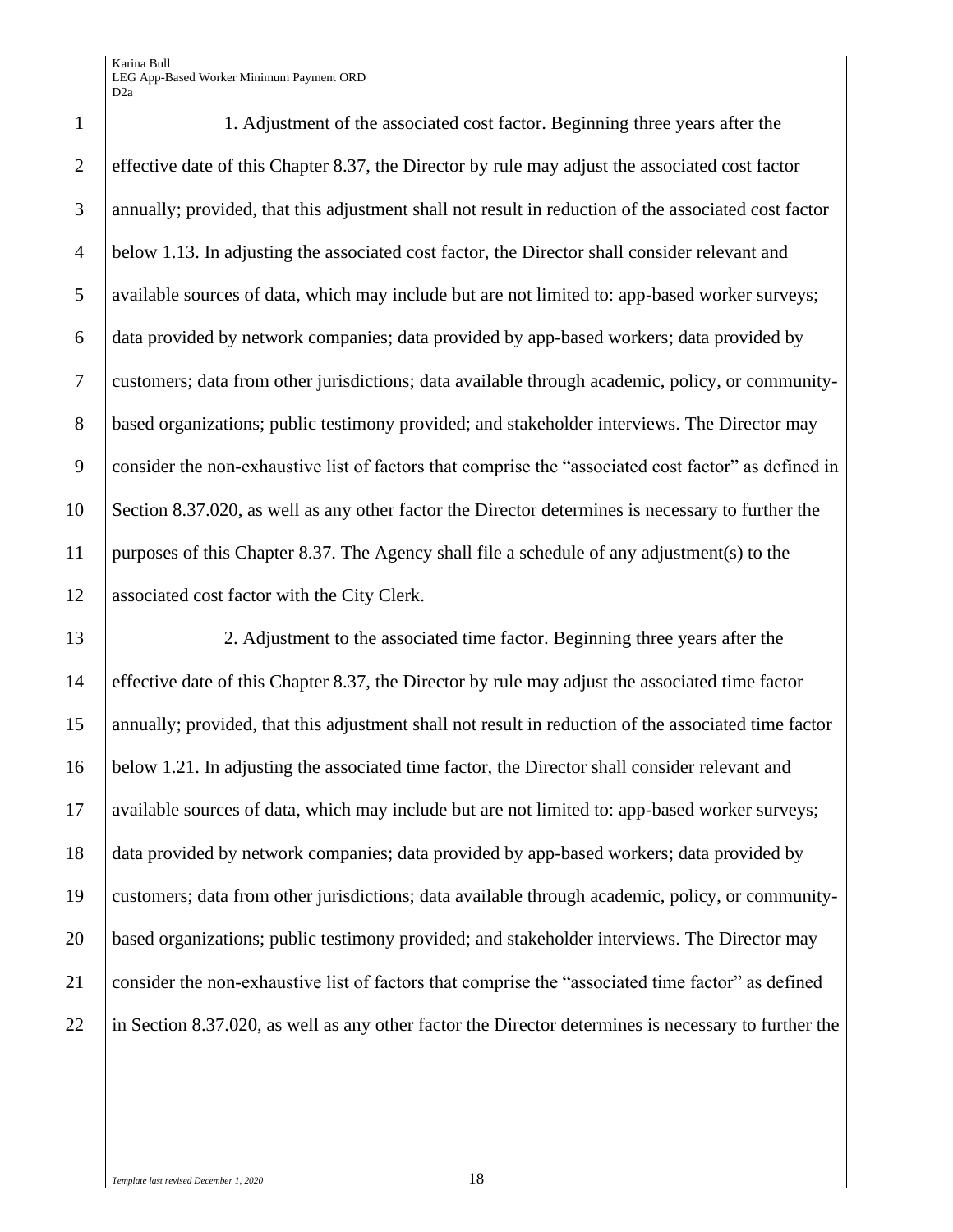1. Adjustment of the associated cost factor. Beginning three years after the effective date of this Chapter 8.37, the Director by rule may adjust the associated cost factor annually; provided, that this adjustment shall not result in reduction of the associated cost factor below 1.13. In adjusting the associated cost factor, the Director shall consider relevant and available sources of data, which may include but are not limited to: app-based worker surveys; data provided by network companies; data provided by app-based workers; data provided by customers; data from other jurisdictions; data available through academic, policy, or community-based organizations; public testimony provided; and stakeholder interviews. The Director may consider the non-exhaustive list of factors that comprise the "associated cost factor" as defined in Section 8.37.020, as well as any other factor the Director determines is necessary to further the purposes of this Chapter 8.37. The Agency shall file a schedule of any adjustment(s) to the associated cost factor with the City Clerk.

2. Adjustment to the associated time factor. Beginning three years after the effective date of this Chapter 8.37, the Director by rule may adjust the associated time factor annually; provided, that this adjustment shall not result in reduction of the associated time factor below 1.21. In adjusting the associated time factor, the Director shall consider relevant and available sources of data, which may include but are not limited to: app-based worker surveys; data provided by network companies; data provided by app-based workers; data provided by customers; data from other jurisdictions; data available through academic, policy, or community-based organizations; public testimony provided; and stakeholder interviews. The Director may consider the non-exhaustive list of factors that comprise the "associated time factor" as defined in Section 8.37.020, as well as any other factor the Director determines is necessary to further the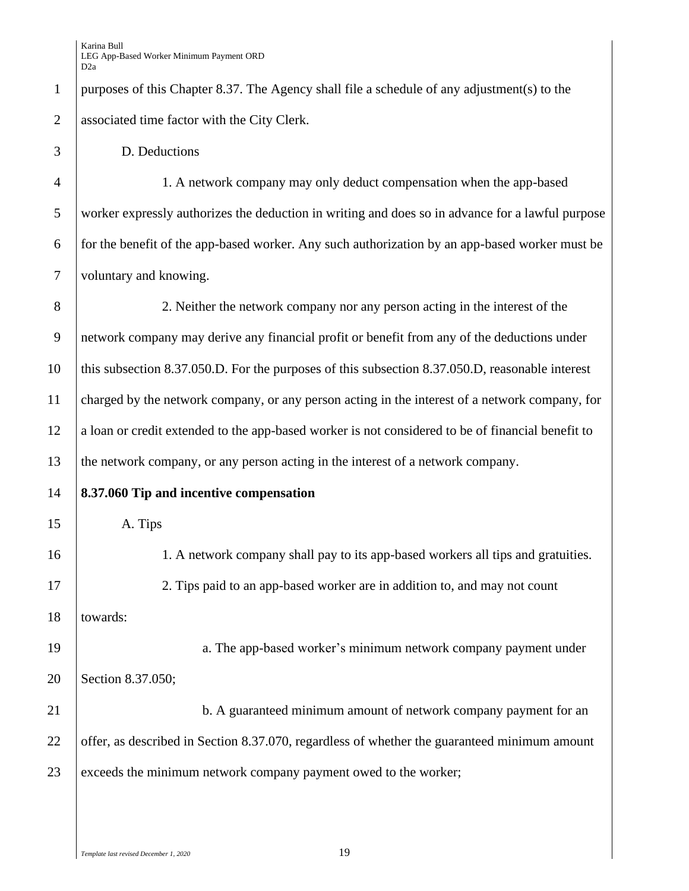purposes of this Chapter 8.37. The Agency shall file a schedule of any adjustment(s) to the associated time factor with the City Clerk.

D. Deductions

1. A network company may only deduct compensation when the app-based worker expressly authorizes the deduction in writing and does so in advance for a lawful purpose for the benefit of the app-based worker. Any such authorization by an app-based worker must be voluntary and knowing.

2. Neither the network company nor any person acting in the interest of the network company may derive any financial profit or benefit from any of the deductions under this subsection 8.37.050.D. For the purposes of this subsection 8.37.050.D, reasonable interest charged by the network company, or any person acting in the interest of a network company, for a loan or credit extended to the app-based worker is not considered to be of financial benefit to the network company, or any person acting in the interest of a network company.

**8.37.060 Tip and incentive compensation**

A. Tips

1. A network company shall pay to its app-based workers all tips and gratuities.

2. Tips paid to an app-based worker are in addition to, and may not count towards:

a. The app-based worker's minimum network company payment under Section 8.37.050;

b. A guaranteed minimum amount of network company payment for an offer, as described in Section 8.37.070, regardless of whether the guaranteed minimum amount exceeds the minimum network company payment owed to the worker;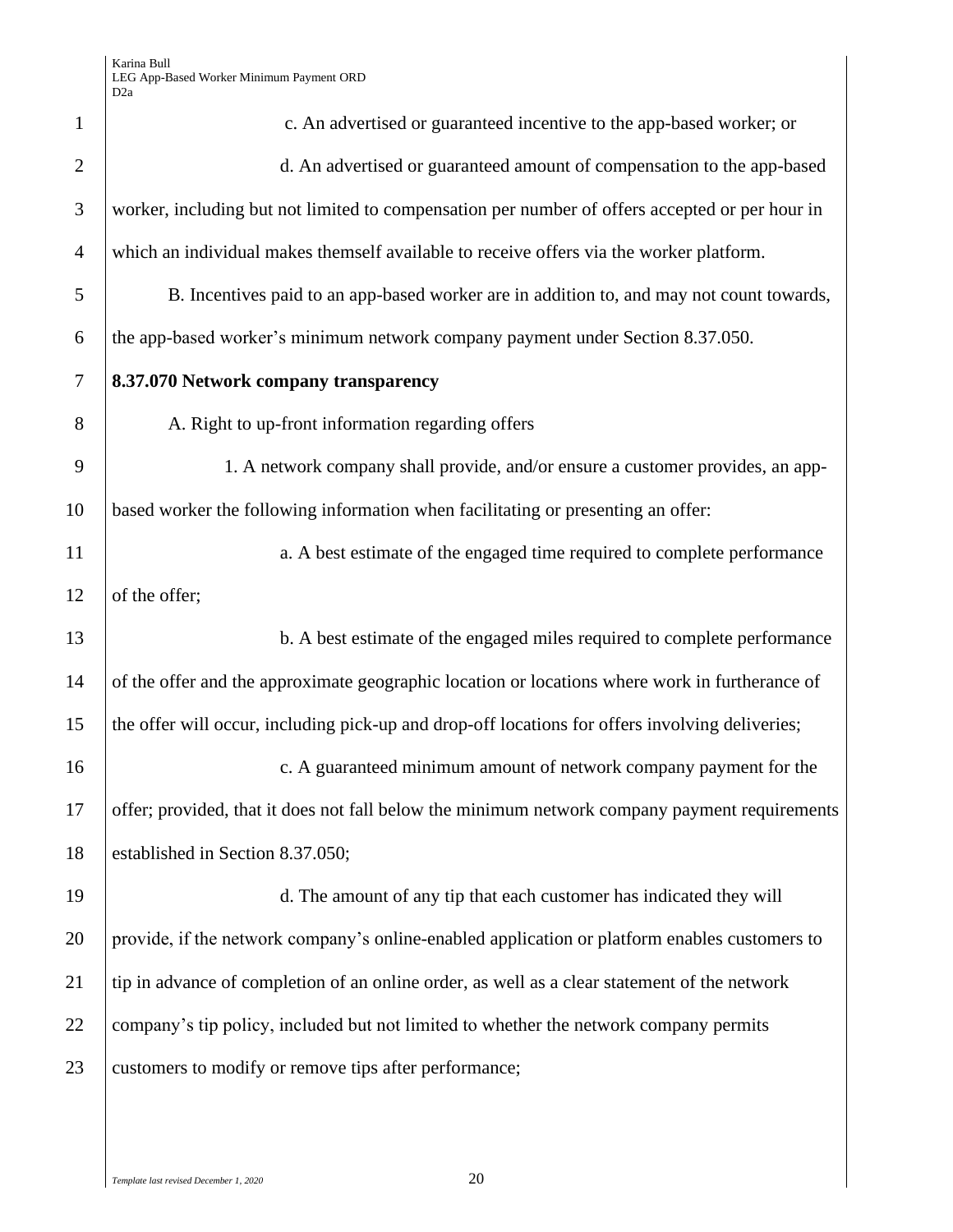c. An advertised or guaranteed incentive to the app-based worker; or

d. An advertised or guaranteed amount of compensation to the app-based worker, including but not limited to compensation per number of offers accepted or per hour in which an individual makes themself available to receive offers via the worker platform.

B. Incentives paid to an app-based worker are in addition to, and may not count towards, the app-based worker's minimum network company payment under Section 8.37.050.

**8.37.070 Network company transparency**

A. Right to up-front information regarding offers

1. A network company shall provide, and/or ensure a customer provides, an app-based worker the following information when facilitating or presenting an offer:

a. A best estimate of the engaged time required to complete performance of the offer;

b. A best estimate of the engaged miles required to complete performance of the offer and the approximate geographic location or locations where work in furtherance of the offer will occur, including pick-up and drop-off locations for offers involving deliveries;

c. A guaranteed minimum amount of network company payment for the offer; provided, that it does not fall below the minimum network company payment requirements established in Section 8.37.050;

d. The amount of any tip that each customer has indicated they will provide, if the network company's online-enabled application or platform enables customers to tip in advance of completion of an online order, as well as a clear statement of the network company's tip policy, included but not limited to whether the network company permits customers to modify or remove tips after performance;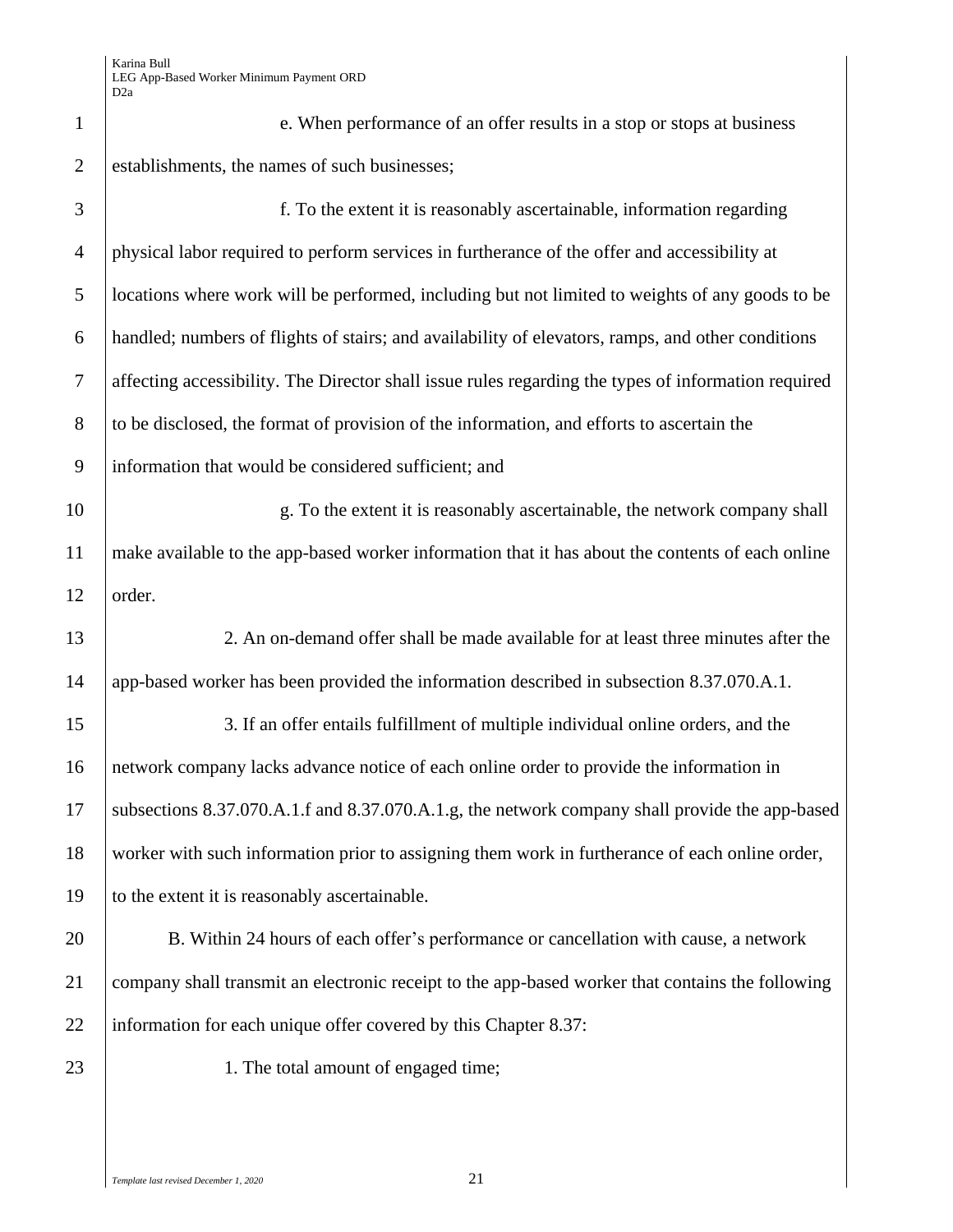e. When performance of an offer results in a stop or stops at business establishments, the names of such businesses;

f. To the extent it is reasonably ascertainable, information regarding physical labor required to perform services in furtherance of the offer and accessibility at locations where work will be performed, including but not limited to weights of any goods to be handled; numbers of flights of stairs; and availability of elevators, ramps, and other conditions affecting accessibility. The Director shall issue rules regarding the types of information required to be disclosed, the format of provision of the information, and efforts to ascertain the information that would be considered sufficient; and

g. To the extent it is reasonably ascertainable, the network company shall make available to the app-based worker information that it has about the contents of each online order.

2. An on-demand offer shall be made available for at least three minutes after the app-based worker has been provided the information described in subsection 8.37.070.A.1.

3. If an offer entails fulfillment of multiple individual online orders, and the network company lacks advance notice of each online order to provide the information in subsections 8.37.070.A.1.f and 8.37.070.A.1.g, the network company shall provide the app-based worker with such information prior to assigning them work in furtherance of each online order, to the extent it is reasonably ascertainable.

B. Within 24 hours of each offer's performance or cancellation with cause, a network company shall transmit an electronic receipt to the app-based worker that contains the following information for each unique offer covered by this Chapter 8.37:

1. The total amount of engaged time;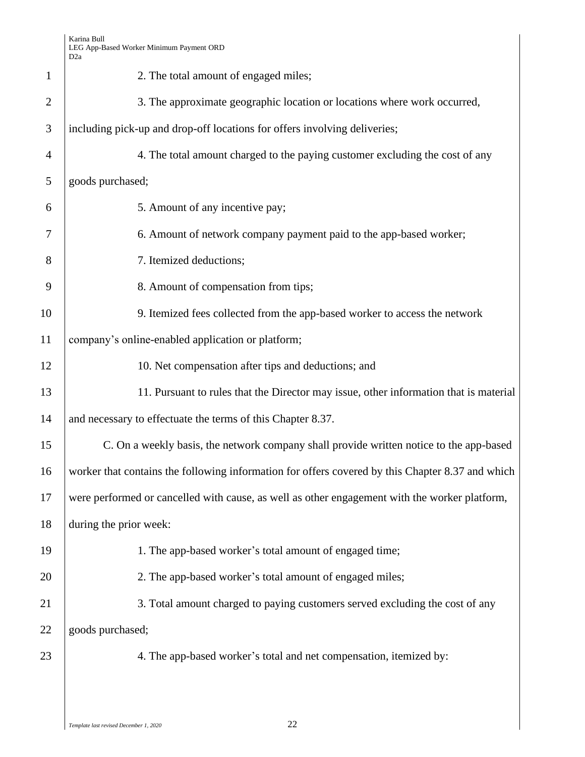2. The total amount of engaged miles;

3. The approximate geographic location or locations where work occurred, including pick-up and drop-off locations for offers involving deliveries;

4. The total amount charged to the paying customer excluding the cost of any goods purchased;

5. Amount of any incentive pay;

6. Amount of network company payment paid to the app-based worker;

7. Itemized deductions;

8. Amount of compensation from tips;

9. Itemized fees collected from the app-based worker to access the network company's online-enabled application or platform;

10. Net compensation after tips and deductions; and

11. Pursuant to rules that the Director may issue, other information that is material and necessary to effectuate the terms of this Chapter 8.37.

C. On a weekly basis, the network company shall provide written notice to the app-based worker that contains the following information for offers covered by this Chapter 8.37 and which were performed or cancelled with cause, as well as other engagement with the worker platform, during the prior week:

1. The app-based worker's total amount of engaged time;

2. The app-based worker's total amount of engaged miles;

3. Total amount charged to paying customers served excluding the cost of any goods purchased;

4. The app-based worker's total and net compensation, itemized by: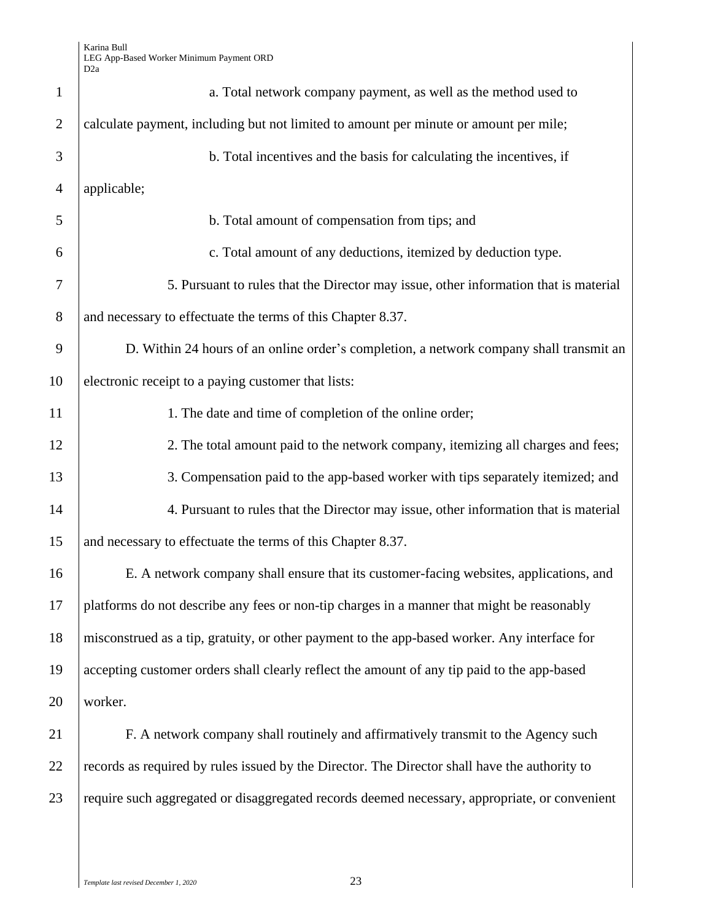a. Total network company payment, as well as the method used to calculate payment, including but not limited to amount per minute or amount per mile;

b. Total incentives and the basis for calculating the incentives, if applicable;

b. Total amount of compensation from tips; and

c. Total amount of any deductions, itemized by deduction type.

5. Pursuant to rules that the Director may issue, other information that is material and necessary to effectuate the terms of this Chapter 8.37.

D. Within 24 hours of an online order's completion, a network company shall transmit an electronic receipt to a paying customer that lists:

1. The date and time of completion of the online order;

2. The total amount paid to the network company, itemizing all charges and fees;

3. Compensation paid to the app-based worker with tips separately itemized; and

4. Pursuant to rules that the Director may issue, other information that is material and necessary to effectuate the terms of this Chapter 8.37.

E. A network company shall ensure that its customer-facing websites, applications, and platforms do not describe any fees or non-tip charges in a manner that might be reasonably misconstrued as a tip, gratuity, or other payment to the app-based worker. Any interface for accepting customer orders shall clearly reflect the amount of any tip paid to the app-based worker.

F. A network company shall routinely and affirmatively transmit to the Agency such records as required by rules issued by the Director. The Director shall have the authority to require such aggregated or disaggregated records deemed necessary, appropriate, or convenient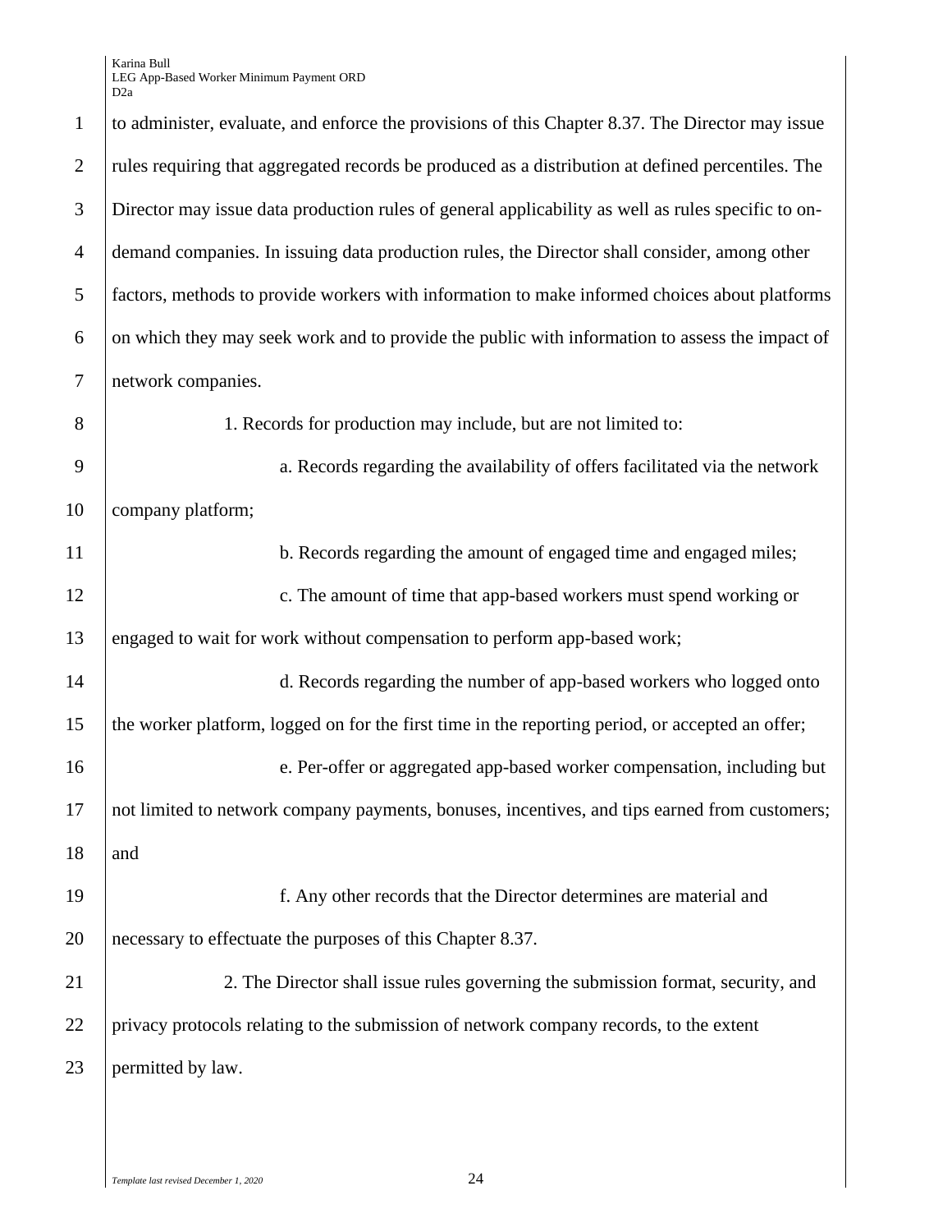to administer, evaluate, and enforce the provisions of this Chapter 8.37. The Director may issue rules requiring that aggregated records be produced as a distribution at defined percentiles. The Director may issue data production rules of general applicability as well as rules specific to on-demand companies. In issuing data production rules, the Director shall consider, among other factors, methods to provide workers with information to make informed choices about platforms on which they may seek work and to provide the public with information to assess the impact of network companies.

1. Records for production may include, but are not limited to:

a. Records regarding the availability of offers facilitated via the network company platform;

b. Records regarding the amount of engaged time and engaged miles;

c. The amount of time that app-based workers must spend working or engaged to wait for work without compensation to perform app-based work;

d. Records regarding the number of app-based workers who logged onto the worker platform, logged on for the first time in the reporting period, or accepted an offer;

e. Per-offer or aggregated app-based worker compensation, including but not limited to network company payments, bonuses, incentives, and tips earned from customers; and

f. Any other records that the Director determines are material and necessary to effectuate the purposes of this Chapter 8.37.

2. The Director shall issue rules governing the submission format, security, and privacy protocols relating to the submission of network company records, to the extent permitted by law.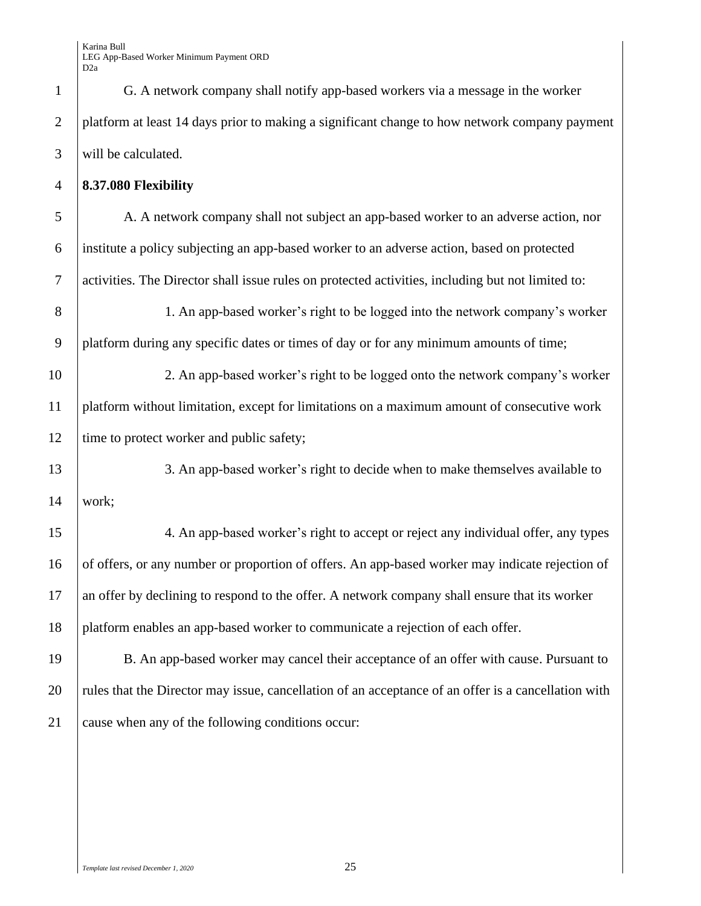G. A network company shall notify app-based workers via a message in the worker platform at least 14 days prior to making a significant change to how network company payment will be calculated.

**8.37.080 Flexibility**

A. A network company shall not subject an app-based worker to an adverse action, nor institute a policy subjecting an app-based worker to an adverse action, based on protected activities. The Director shall issue rules on protected activities, including but not limited to:

1. An app-based worker's right to be logged into the network company's worker platform during any specific dates or times of day or for any minimum amounts of time;

2. An app-based worker's right to be logged onto the network company's worker platform without limitation, except for limitations on a maximum amount of consecutive work time to protect worker and public safety;

3. An app-based worker's right to decide when to make themselves available to work;

4. An app-based worker's right to accept or reject any individual offer, any types of offers, or any number or proportion of offers. An app-based worker may indicate rejection of an offer by declining to respond to the offer. A network company shall ensure that its worker platform enables an app-based worker to communicate a rejection of each offer.

B. An app-based worker may cancel their acceptance of an offer with cause. Pursuant to rules that the Director may issue, cancellation of an acceptance of an offer is a cancellation with cause when any of the following conditions occur: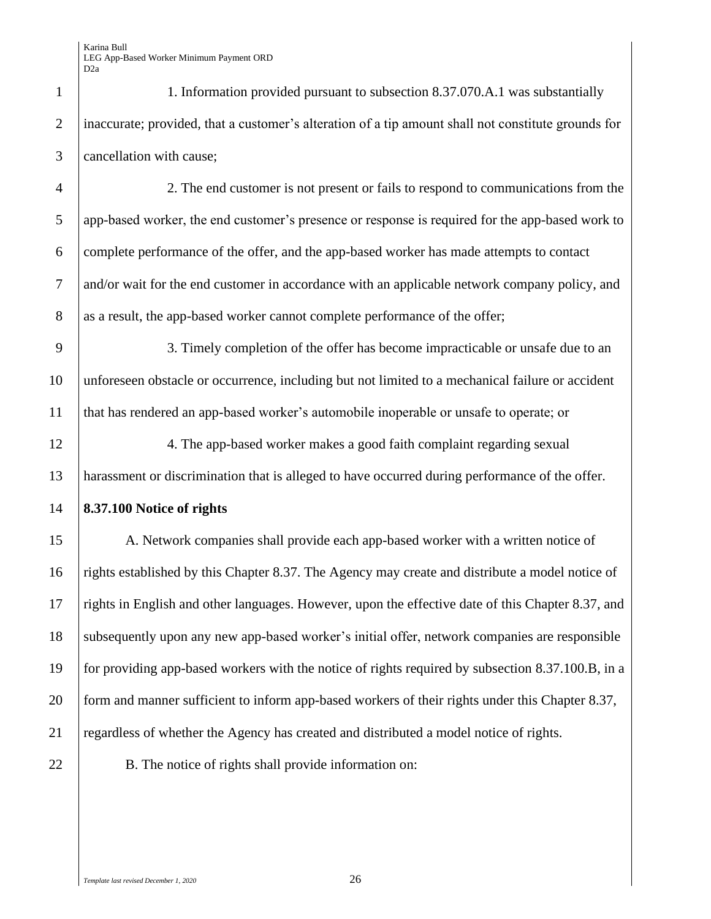1. Information provided pursuant to subsection 8.37.070.A.1 was substantially inaccurate; provided, that a customer's alteration of a tip amount shall not constitute grounds for cancellation with cause;

2. The end customer is not present or fails to respond to communications from the app-based worker, the end customer's presence or response is required for the app-based work to complete performance of the offer, and the app-based worker has made attempts to contact and/or wait for the end customer in accordance with an applicable network company policy, and as a result, the app-based worker cannot complete performance of the offer;

3. Timely completion of the offer has become impracticable or unsafe due to an unforeseen obstacle or occurrence, including but not limited to a mechanical failure or accident that has rendered an app-based worker's automobile inoperable or unsafe to operate; or

4. The app-based worker makes a good faith complaint regarding sexual harassment or discrimination that is alleged to have occurred during performance of the offer.

**8.37.100 Notice of rights**

A. Network companies shall provide each app-based worker with a written notice of rights established by this Chapter 8.37. The Agency may create and distribute a model notice of rights in English and other languages. However, upon the effective date of this Chapter 8.37, and subsequently upon any new app-based worker's initial offer, network companies are responsible for providing app-based workers with the notice of rights required by subsection 8.37.100.B, in a form and manner sufficient to inform app-based workers of their rights under this Chapter 8.37, regardless of whether the Agency has created and distributed a model notice of rights.

B. The notice of rights shall provide information on: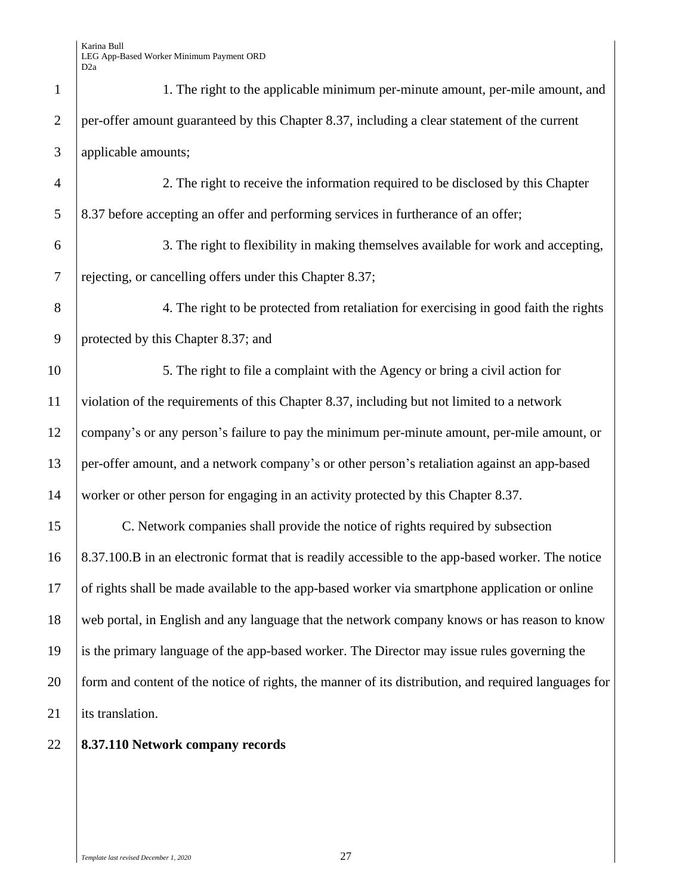1. The right to the applicable minimum per-minute amount, per-mile amount, and per-offer amount guaranteed by this Chapter 8.37, including a clear statement of the current applicable amounts;

2. The right to receive the information required to be disclosed by this Chapter 8.37 before accepting an offer and performing services in furtherance of an offer;

3. The right to flexibility in making themselves available for work and accepting, rejecting, or cancelling offers under this Chapter 8.37;

4. The right to be protected from retaliation for exercising in good faith the rights protected by this Chapter 8.37; and

5. The right to file a complaint with the Agency or bring a civil action for violation of the requirements of this Chapter 8.37, including but not limited to a network company's or any person's failure to pay the minimum per-minute amount, per-mile amount, or per-offer amount, and a network company's or other person's retaliation against an app-based worker or other person for engaging in an activity protected by this Chapter 8.37.

C. Network companies shall provide the notice of rights required by subsection 8.37.100.B in an electronic format that is readily accessible to the app-based worker. The notice of rights shall be made available to the app-based worker via smartphone application or online web portal, in English and any language that the network company knows or has reason to know is the primary language of the app-based worker. The Director may issue rules governing the form and content of the notice of rights, the manner of its distribution, and required languages for its translation.

**8.37.110 Network company records**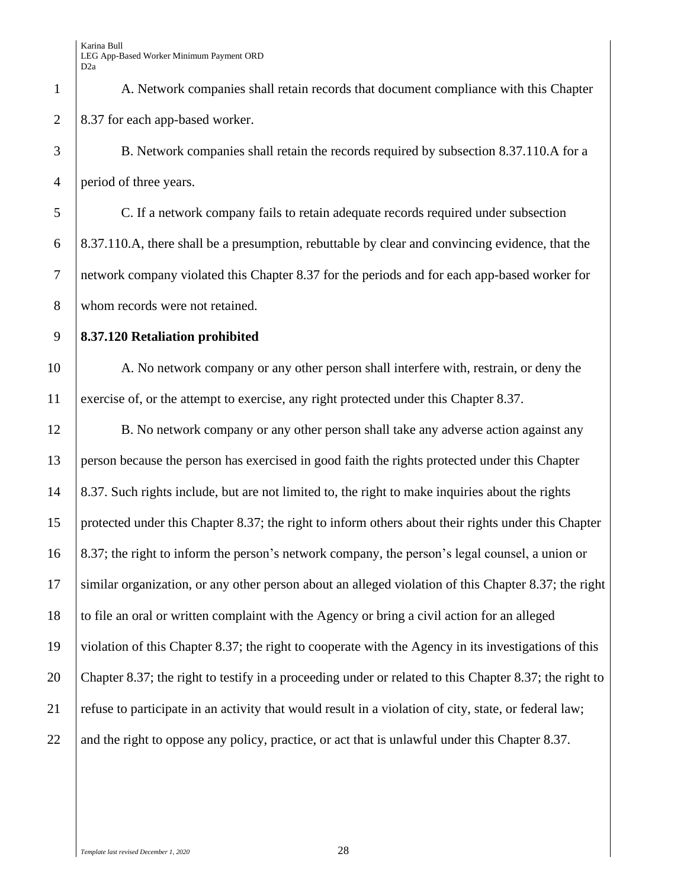A. Network companies shall retain records that document compliance with this Chapter 8.37 for each app-based worker.

B. Network companies shall retain the records required by subsection 8.37.110.A for a period of three years.

C. If a network company fails to retain adequate records required under subsection 8.37.110.A, there shall be a presumption, rebuttable by clear and convincing evidence, that the network company violated this Chapter 8.37 for the periods and for each app-based worker for whom records were not retained.

**8.37.120 Retaliation prohibited**

A. No network company or any other person shall interfere with, restrain, or deny the exercise of, or the attempt to exercise, any right protected under this Chapter 8.37.

B. No network company or any other person shall take any adverse action against any person because the person has exercised in good faith the rights protected under this Chapter 8.37. Such rights include, but are not limited to, the right to make inquiries about the rights protected under this Chapter 8.37; the right to inform others about their rights under this Chapter 8.37; the right to inform the person's network company, the person's legal counsel, a union or similar organization, or any other person about an alleged violation of this Chapter 8.37; the right to file an oral or written complaint with the Agency or bring a civil action for an alleged violation of this Chapter 8.37; the right to cooperate with the Agency in its investigations of this Chapter 8.37; the right to testify in a proceeding under or related to this Chapter 8.37; the right to refuse to participate in an activity that would result in a violation of city, state, or federal law; and the right to oppose any policy, practice, or act that is unlawful under this Chapter 8.37.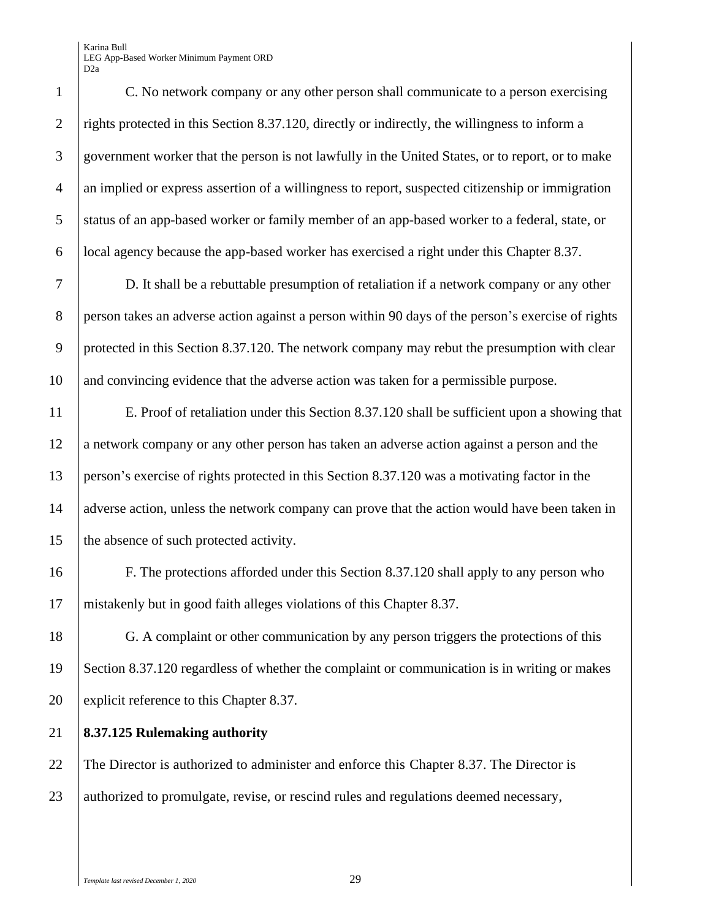C. No network company or any other person shall communicate to a person exercising rights protected in this Section 8.37.120, directly or indirectly, the willingness to inform a government worker that the person is not lawfully in the United States, or to report, or to make an implied or express assertion of a willingness to report, suspected citizenship or immigration status of an app-based worker or family member of an app-based worker to a federal, state, or local agency because the app-based worker has exercised a right under this Chapter 8.37.

D. It shall be a rebuttable presumption of retaliation if a network company or any other person takes an adverse action against a person within 90 days of the person's exercise of rights protected in this Section 8.37.120. The network company may rebut the presumption with clear and convincing evidence that the adverse action was taken for a permissible purpose.

E. Proof of retaliation under this Section 8.37.120 shall be sufficient upon a showing that a network company or any other person has taken an adverse action against a person and the person's exercise of rights protected in this Section 8.37.120 was a motivating factor in the adverse action, unless the network company can prove that the action would have been taken in the absence of such protected activity.

F. The protections afforded under this Section 8.37.120 shall apply to any person who mistakenly but in good faith alleges violations of this Chapter 8.37.

G. A complaint or other communication by any person triggers the protections of this Section 8.37.120 regardless of whether the complaint or communication is in writing or makes explicit reference to this Chapter 8.37.

**8.37.125 Rulemaking authority**

The Director is authorized to administer and enforce this Chapter 8.37. The Director is authorized to promulgate, revise, or rescind rules and regulations deemed necessary,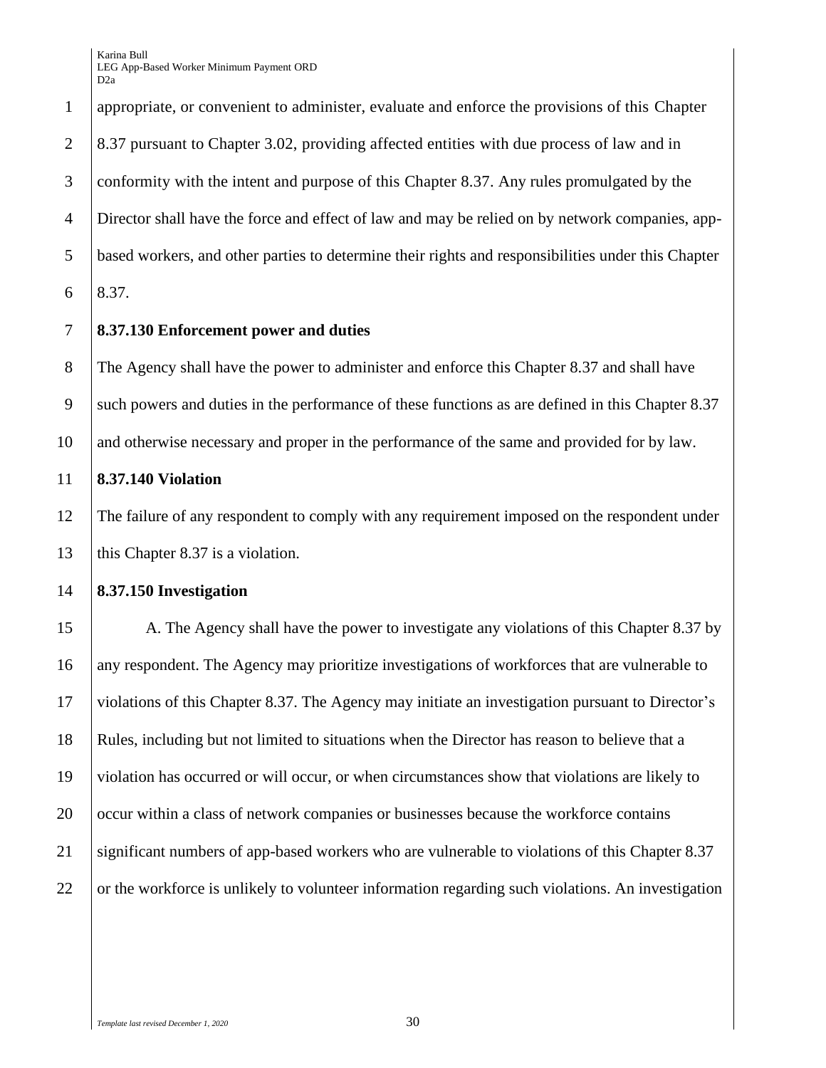appropriate, or convenient to administer, evaluate and enforce the provisions of this Chapter 8.37 pursuant to Chapter 3.02, providing affected entities with due process of law and in conformity with the intent and purpose of this Chapter 8.37. Any rules promulgated by the Director shall have the force and effect of law and may be relied on by network companies, app-based workers, and other parties to determine their rights and responsibilities under this Chapter 8.37.

**8.37.130 Enforcement power and duties**

The Agency shall have the power to administer and enforce this Chapter 8.37 and shall have such powers and duties in the performance of these functions as are defined in this Chapter 8.37 and otherwise necessary and proper in the performance of the same and provided for by law.

**8.37.140 Violation**

The failure of any respondent to comply with any requirement imposed on the respondent under this Chapter 8.37 is a violation.

**8.37.150 Investigation**

A. The Agency shall have the power to investigate any violations of this Chapter 8.37 by any respondent. The Agency may prioritize investigations of workforces that are vulnerable to violations of this Chapter 8.37. The Agency may initiate an investigation pursuant to Director's Rules, including but not limited to situations when the Director has reason to believe that a violation has occurred or will occur, or when circumstances show that violations are likely to occur within a class of network companies or businesses because the workforce contains significant numbers of app-based workers who are vulnerable to violations of this Chapter 8.37 or the workforce is unlikely to volunteer information regarding such violations. An investigation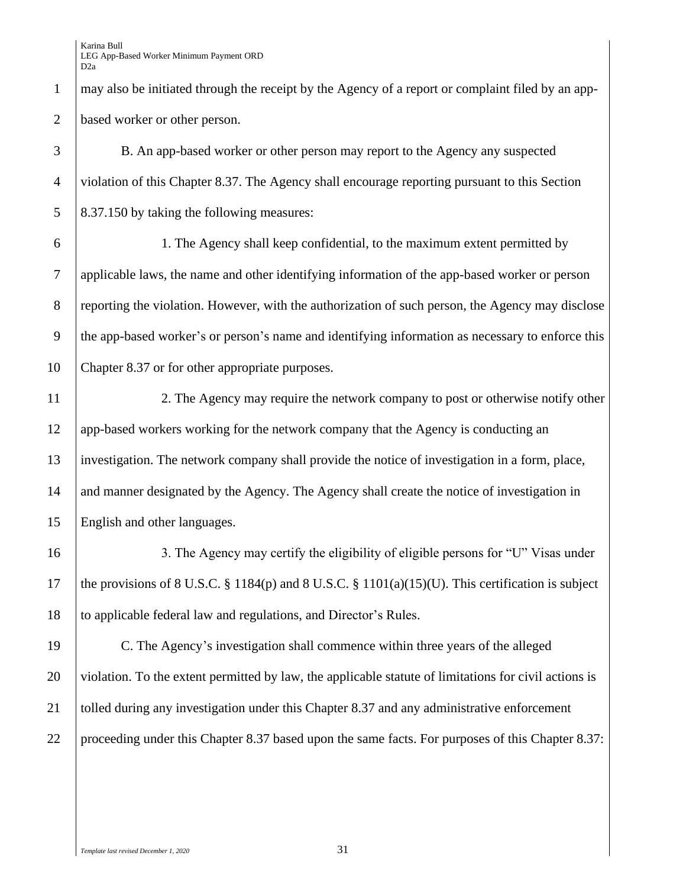may also be initiated through the receipt by the Agency of a report or complaint filed by an app-based worker or other person.

B. An app-based worker or other person may report to the Agency any suspected violation of this Chapter 8.37. The Agency shall encourage reporting pursuant to this Section 8.37.150 by taking the following measures:

1. The Agency shall keep confidential, to the maximum extent permitted by applicable laws, the name and other identifying information of the app-based worker or person reporting the violation. However, with the authorization of such person, the Agency may disclose the app-based worker's or person's name and identifying information as necessary to enforce this Chapter 8.37 or for other appropriate purposes.

2. The Agency may require the network company to post or otherwise notify other app-based workers working for the network company that the Agency is conducting an investigation. The network company shall provide the notice of investigation in a form, place, and manner designated by the Agency. The Agency shall create the notice of investigation in English and other languages.

3. The Agency may certify the eligibility of eligible persons for "U" Visas under the provisions of 8 U.S.C. § 1184(p) and 8 U.S.C. § 1101(a)(15)(U). This certification is subject to applicable federal law and regulations, and Director's Rules.

C. The Agency's investigation shall commence within three years of the alleged violation. To the extent permitted by law, the applicable statute of limitations for civil actions is tolled during any investigation under this Chapter 8.37 and any administrative enforcement proceeding under this Chapter 8.37 based upon the same facts. For purposes of this Chapter 8.37: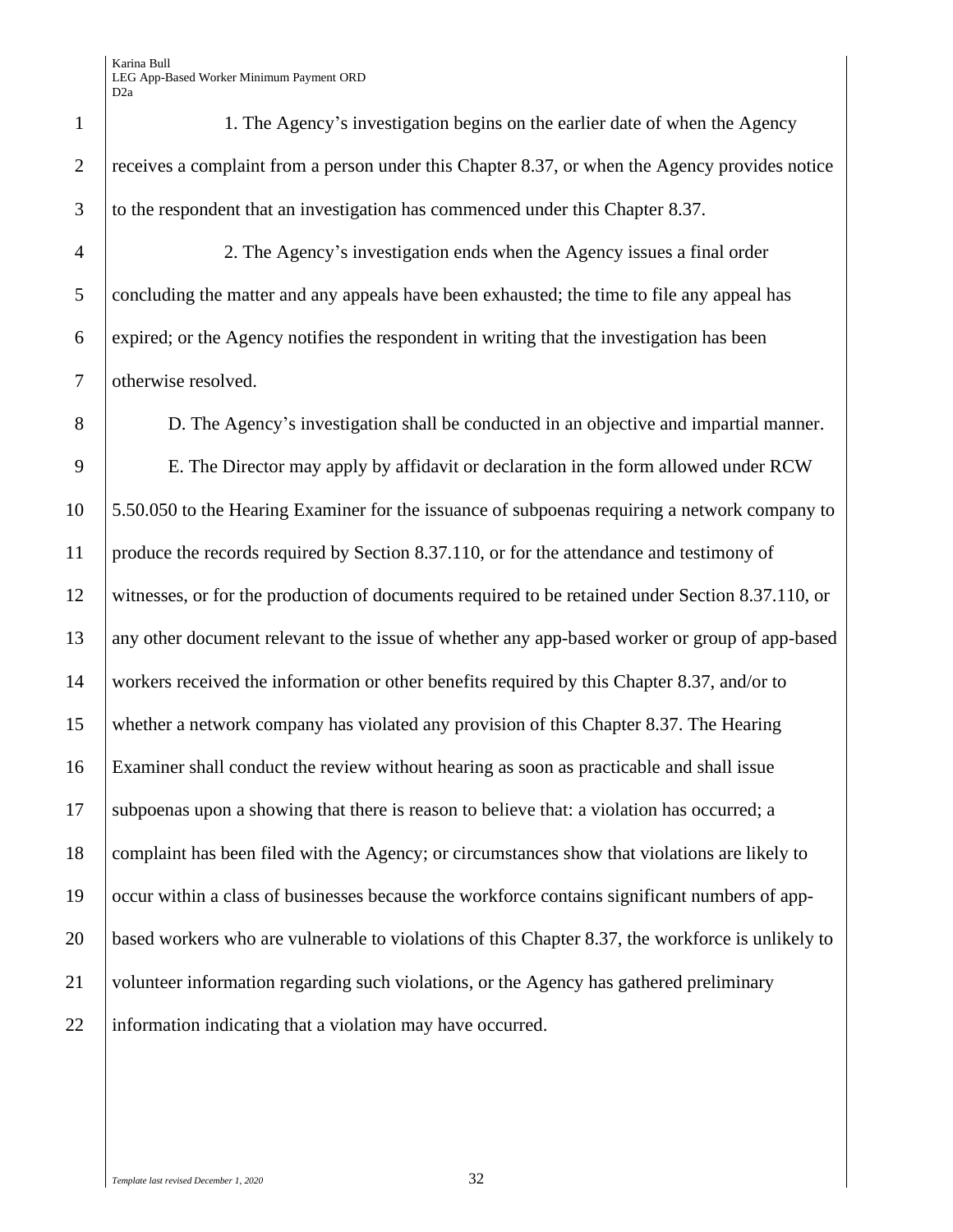1. The Agency's investigation begins on the earlier date of when the Agency receives a complaint from a person under this Chapter 8.37, or when the Agency provides notice to the respondent that an investigation has commenced under this Chapter 8.37.

2. The Agency's investigation ends when the Agency issues a final order concluding the matter and any appeals have been exhausted; the time to file any appeal has expired; or the Agency notifies the respondent in writing that the investigation has been otherwise resolved.

D. The Agency's investigation shall be conducted in an objective and impartial manner.

E. The Director may apply by affidavit or declaration in the form allowed under RCW 5.50.050 to the Hearing Examiner for the issuance of subpoenas requiring a network company to produce the records required by Section 8.37.110, or for the attendance and testimony of witnesses, or for the production of documents required to be retained under Section 8.37.110, or any other document relevant to the issue of whether any app-based worker or group of app-based workers received the information or other benefits required by this Chapter 8.37, and/or to whether a network company has violated any provision of this Chapter 8.37. The Hearing Examiner shall conduct the review without hearing as soon as practicable and shall issue subpoenas upon a showing that there is reason to believe that: a violation has occurred; a complaint has been filed with the Agency; or circumstances show that violations are likely to occur within a class of businesses because the workforce contains significant numbers of app-based workers who are vulnerable to violations of this Chapter 8.37, the workforce is unlikely to volunteer information regarding such violations, or the Agency has gathered preliminary information indicating that a violation may have occurred.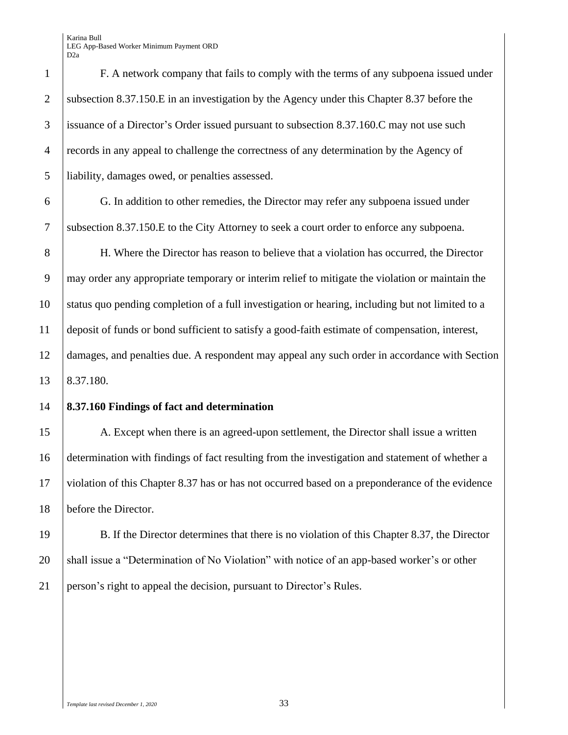F. A network company that fails to comply with the terms of any subpoena issued under subsection 8.37.150.E in an investigation by the Agency under this Chapter 8.37 before the issuance of a Director's Order issued pursuant to subsection 8.37.160.C may not use such records in any appeal to challenge the correctness of any determination by the Agency of liability, damages owed, or penalties assessed.

G. In addition to other remedies, the Director may refer any subpoena issued under subsection 8.37.150.E to the City Attorney to seek a court order to enforce any subpoena.

H. Where the Director has reason to believe that a violation has occurred, the Director may order any appropriate temporary or interim relief to mitigate the violation or maintain the status quo pending completion of a full investigation or hearing, including but not limited to a deposit of funds or bond sufficient to satisfy a good-faith estimate of compensation, interest, damages, and penalties due. A respondent may appeal any such order in accordance with Section 8.37.180.

**8.37.160 Findings of fact and determination**

A. Except when there is an agreed-upon settlement, the Director shall issue a written determination with findings of fact resulting from the investigation and statement of whether a violation of this Chapter 8.37 has or has not occurred based on a preponderance of the evidence before the Director.

B. If the Director determines that there is no violation of this Chapter 8.37, the Director shall issue a "Determination of No Violation" with notice of an app-based worker's or other person's right to appeal the decision, pursuant to Director's Rules.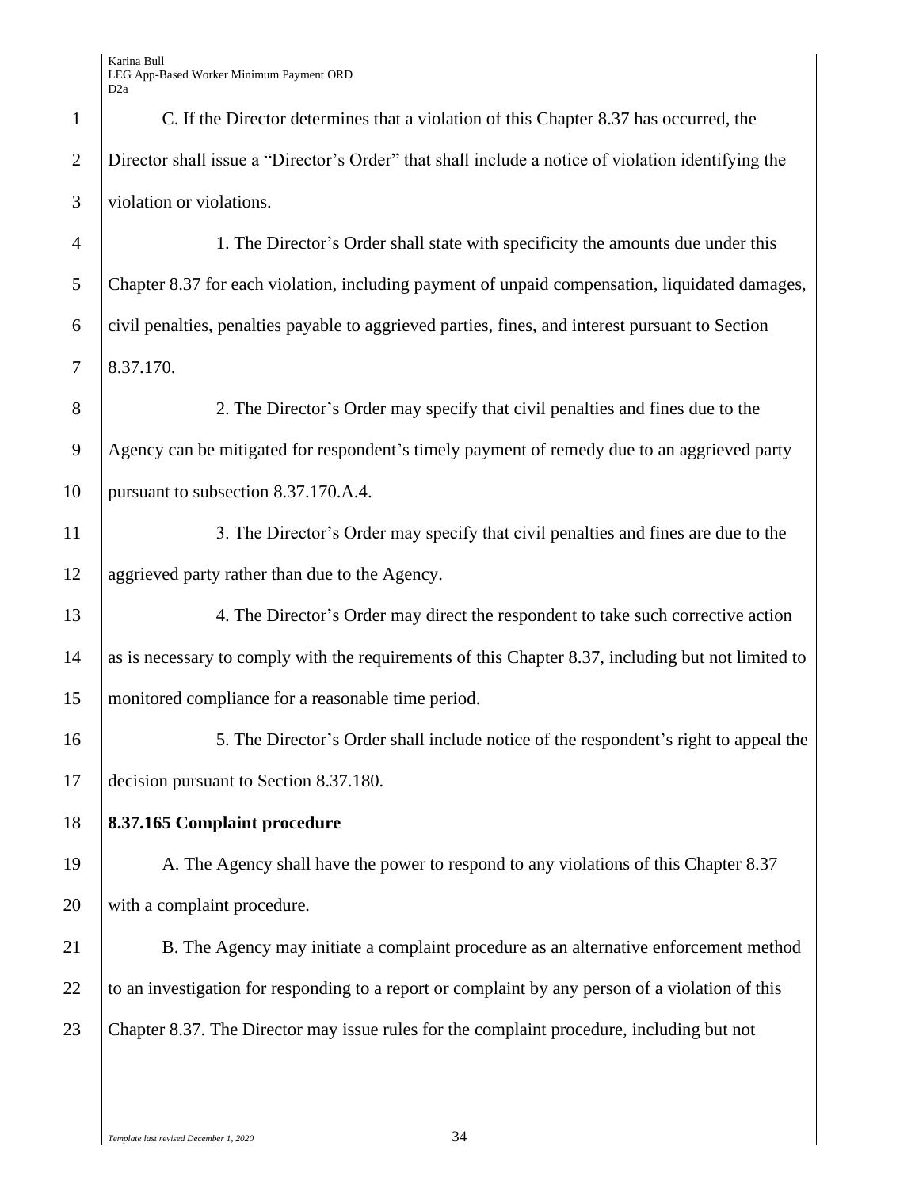C. If the Director determines that a violation of this Chapter 8.37 has occurred, the Director shall issue a "Director's Order" that shall include a notice of violation identifying the violation or violations.

1. The Director's Order shall state with specificity the amounts due under this Chapter 8.37 for each violation, including payment of unpaid compensation, liquidated damages, civil penalties, penalties payable to aggrieved parties, fines, and interest pursuant to Section 8.37.170.

2. The Director's Order may specify that civil penalties and fines due to the Agency can be mitigated for respondent's timely payment of remedy due to an aggrieved party pursuant to subsection 8.37.170.A.4.

3. The Director's Order may specify that civil penalties and fines are due to the aggrieved party rather than due to the Agency.

4. The Director's Order may direct the respondent to take such corrective action as is necessary to comply with the requirements of this Chapter 8.37, including but not limited to monitored compliance for a reasonable time period.

5. The Director's Order shall include notice of the respondent's right to appeal the decision pursuant to Section 8.37.180.

**8.37.165 Complaint procedure**

A. The Agency shall have the power to respond to any violations of this Chapter 8.37 with a complaint procedure.

B. The Agency may initiate a complaint procedure as an alternative enforcement method to an investigation for responding to a report or complaint by any person of a violation of this Chapter 8.37. The Director may issue rules for the complaint procedure, including but not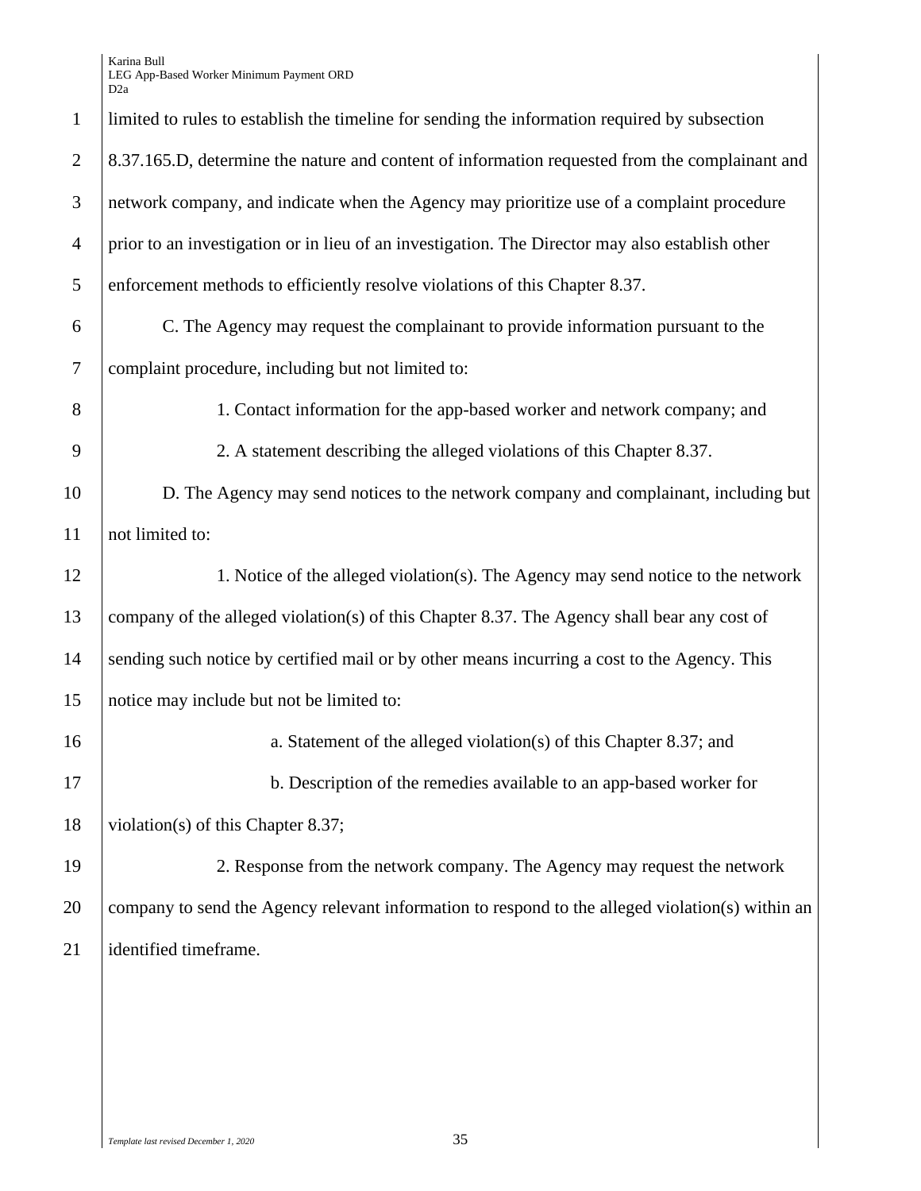limited to rules to establish the timeline for sending the information required by subsection 8.37.165.D, determine the nature and content of information requested from the complainant and network company, and indicate when the Agency may prioritize use of a complaint procedure prior to an investigation or in lieu of an investigation. The Director may also establish other enforcement methods to efficiently resolve violations of this Chapter 8.37.

C. The Agency may request the complainant to provide information pursuant to the complaint procedure, including but not limited to:

1. Contact information for the app-based worker and network company; and

2. A statement describing the alleged violations of this Chapter 8.37.

D. The Agency may send notices to the network company and complainant, including but not limited to:

1. Notice of the alleged violation(s). The Agency may send notice to the network company of the alleged violation(s) of this Chapter 8.37. The Agency shall bear any cost of sending such notice by certified mail or by other means incurring a cost to the Agency. This notice may include but not be limited to:

a. Statement of the alleged violation(s) of this Chapter 8.37; and

b. Description of the remedies available to an app-based worker for violation(s) of this Chapter 8.37;

2. Response from the network company. The Agency may request the network company to send the Agency relevant information to respond to the alleged violation(s) within an identified timeframe.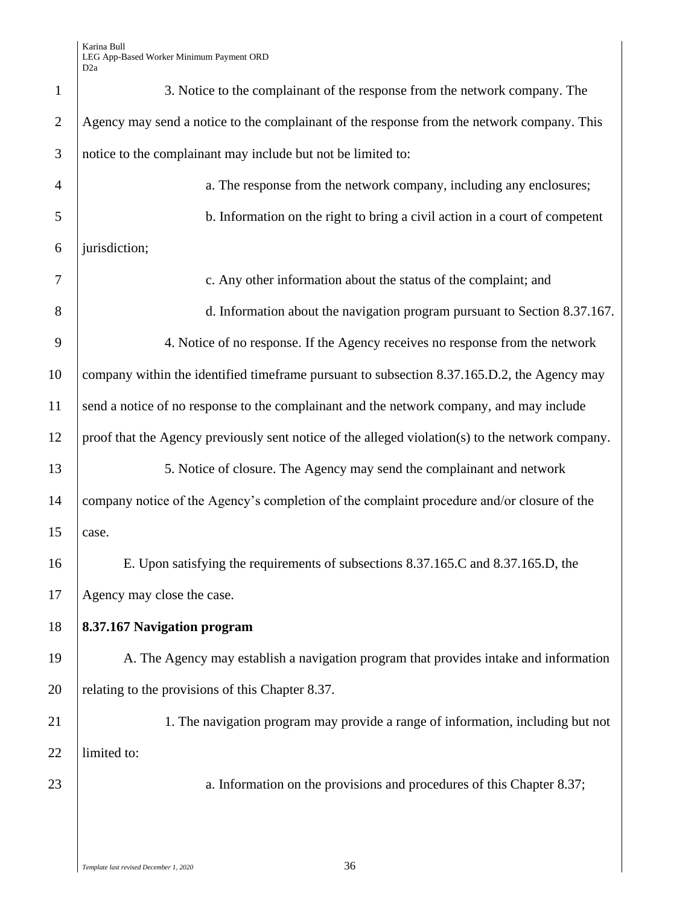3. Notice to the complainant of the response from the network company. The Agency may send a notice to the complainant of the response from the network company. This notice to the complainant may include but not be limited to:

a. The response from the network company, including any enclosures;

b. Information on the right to bring a civil action in a court of competent jurisdiction;

c. Any other information about the status of the complaint; and

d. Information about the navigation program pursuant to Section 8.37.167.

4. Notice of no response. If the Agency receives no response from the network company within the identified timeframe pursuant to subsection 8.37.165.D.2, the Agency may send a notice of no response to the complainant and the network company, and may include proof that the Agency previously sent notice of the alleged violation(s) to the network company.

5. Notice of closure. The Agency may send the complainant and network company notice of the Agency's completion of the complaint procedure and/or closure of the case.

E. Upon satisfying the requirements of subsections 8.37.165.C and 8.37.165.D, the Agency may close the case.

**8.37.167 Navigation program**

A. The Agency may establish a navigation program that provides intake and information relating to the provisions of this Chapter 8.37.

1. The navigation program may provide a range of information, including but not limited to:

a. Information on the provisions and procedures of this Chapter 8.37;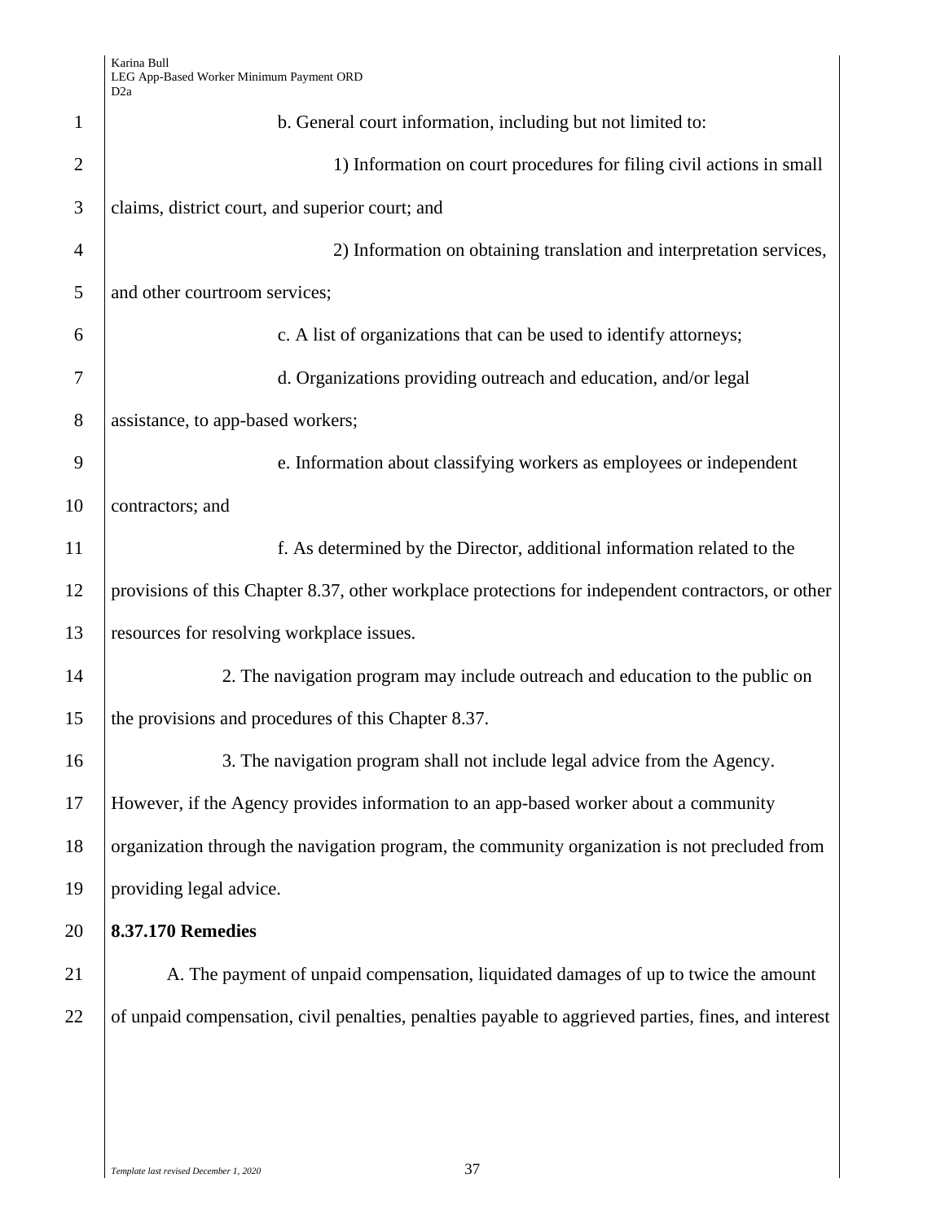b. General court information, including but not limited to:

1) Information on court procedures for filing civil actions in small claims, district court, and superior court; and

2) Information on obtaining translation and interpretation services, and other courtroom services;

c. A list of organizations that can be used to identify attorneys;

d. Organizations providing outreach and education, and/or legal assistance, to app-based workers;

e. Information about classifying workers as employees or independent contractors; and

f. As determined by the Director, additional information related to the provisions of this Chapter 8.37, other workplace protections for independent contractors, or other resources for resolving workplace issues.

2. The navigation program may include outreach and education to the public on the provisions and procedures of this Chapter 8.37.

3. The navigation program shall not include legal advice from the Agency. However, if the Agency provides information to an app-based worker about a community organization through the navigation program, the community organization is not precluded from providing legal advice.

**8.37.170 Remedies**

A. The payment of unpaid compensation, liquidated damages of up to twice the amount of unpaid compensation, civil penalties, penalties payable to aggrieved parties, fines, and interest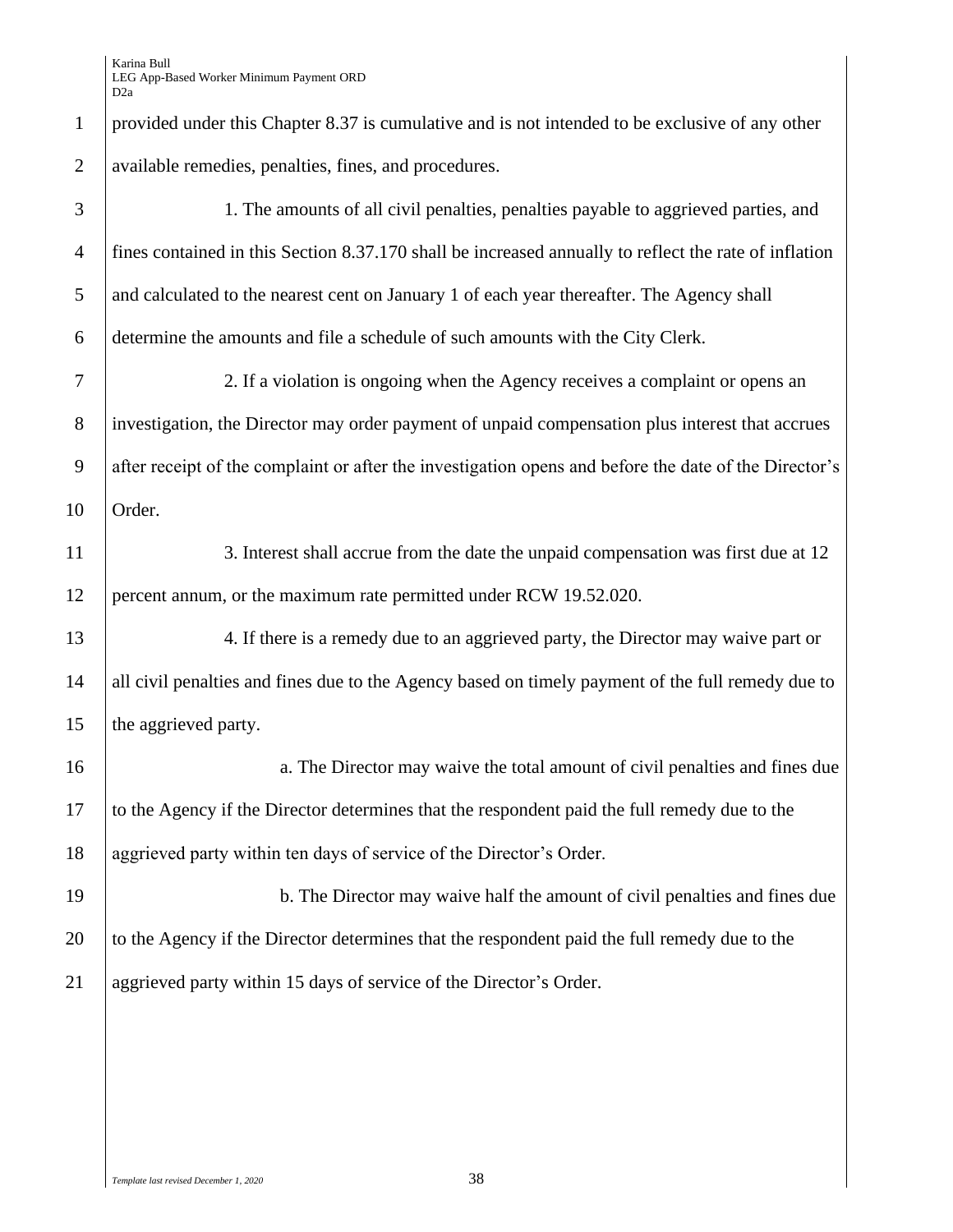provided under this Chapter 8.37 is cumulative and is not intended to be exclusive of any other available remedies, penalties, fines, and procedures.

1. The amounts of all civil penalties, penalties payable to aggrieved parties, and fines contained in this Section 8.37.170 shall be increased annually to reflect the rate of inflation and calculated to the nearest cent on January 1 of each year thereafter. The Agency shall determine the amounts and file a schedule of such amounts with the City Clerk.

2. If a violation is ongoing when the Agency receives a complaint or opens an investigation, the Director may order payment of unpaid compensation plus interest that accrues after receipt of the complaint or after the investigation opens and before the date of the Director's Order.

3. Interest shall accrue from the date the unpaid compensation was first due at 12 percent annum, or the maximum rate permitted under RCW 19.52.020.

4. If there is a remedy due to an aggrieved party, the Director may waive part or all civil penalties and fines due to the Agency based on timely payment of the full remedy due to the aggrieved party.

a. The Director may waive the total amount of civil penalties and fines due to the Agency if the Director determines that the respondent paid the full remedy due to the aggrieved party within ten days of service of the Director's Order.

b. The Director may waive half the amount of civil penalties and fines due to the Agency if the Director determines that the respondent paid the full remedy due to the aggrieved party within 15 days of service of the Director's Order.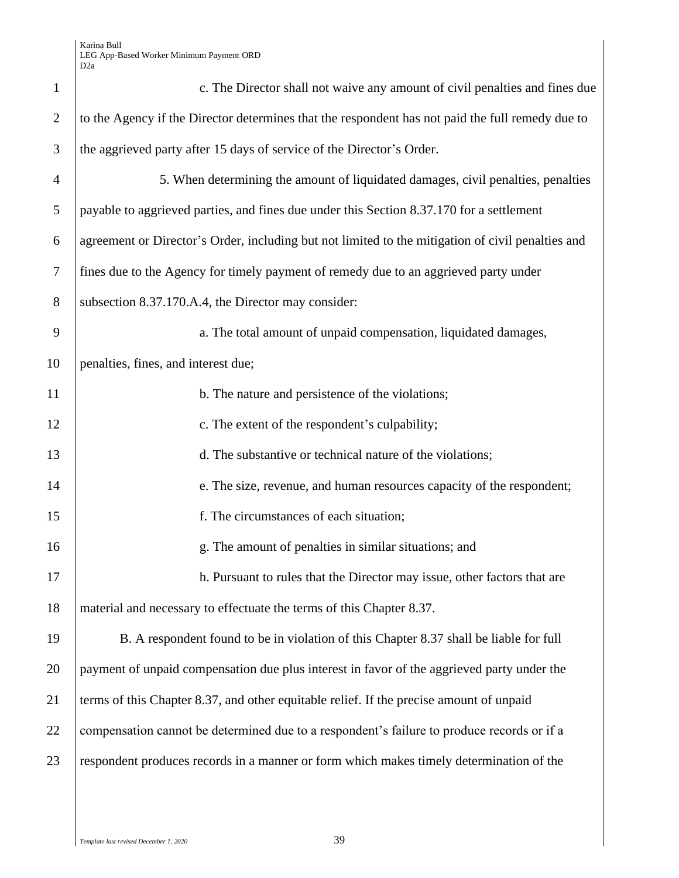c. The Director shall not waive any amount of civil penalties and fines due to the Agency if the Director determines that the respondent has not paid the full remedy due to the aggrieved party after 15 days of service of the Director's Order.

5. When determining the amount of liquidated damages, civil penalties, penalties payable to aggrieved parties, and fines due under this Section 8.37.170 for a settlement agreement or Director's Order, including but not limited to the mitigation of civil penalties and fines due to the Agency for timely payment of remedy due to an aggrieved party under subsection 8.37.170.A.4, the Director may consider:

a. The total amount of unpaid compensation, liquidated damages, penalties, fines, and interest due;

b. The nature and persistence of the violations;

c. The extent of the respondent's culpability;

d. The substantive or technical nature of the violations;

e. The size, revenue, and human resources capacity of the respondent;

f. The circumstances of each situation;

g. The amount of penalties in similar situations; and

h. Pursuant to rules that the Director may issue, other factors that are material and necessary to effectuate the terms of this Chapter 8.37.

B. A respondent found to be in violation of this Chapter 8.37 shall be liable for full payment of unpaid compensation due plus interest in favor of the aggrieved party under the terms of this Chapter 8.37, and other equitable relief. If the precise amount of unpaid compensation cannot be determined due to a respondent's failure to produce records or if a respondent produces records in a manner or form which makes timely determination of the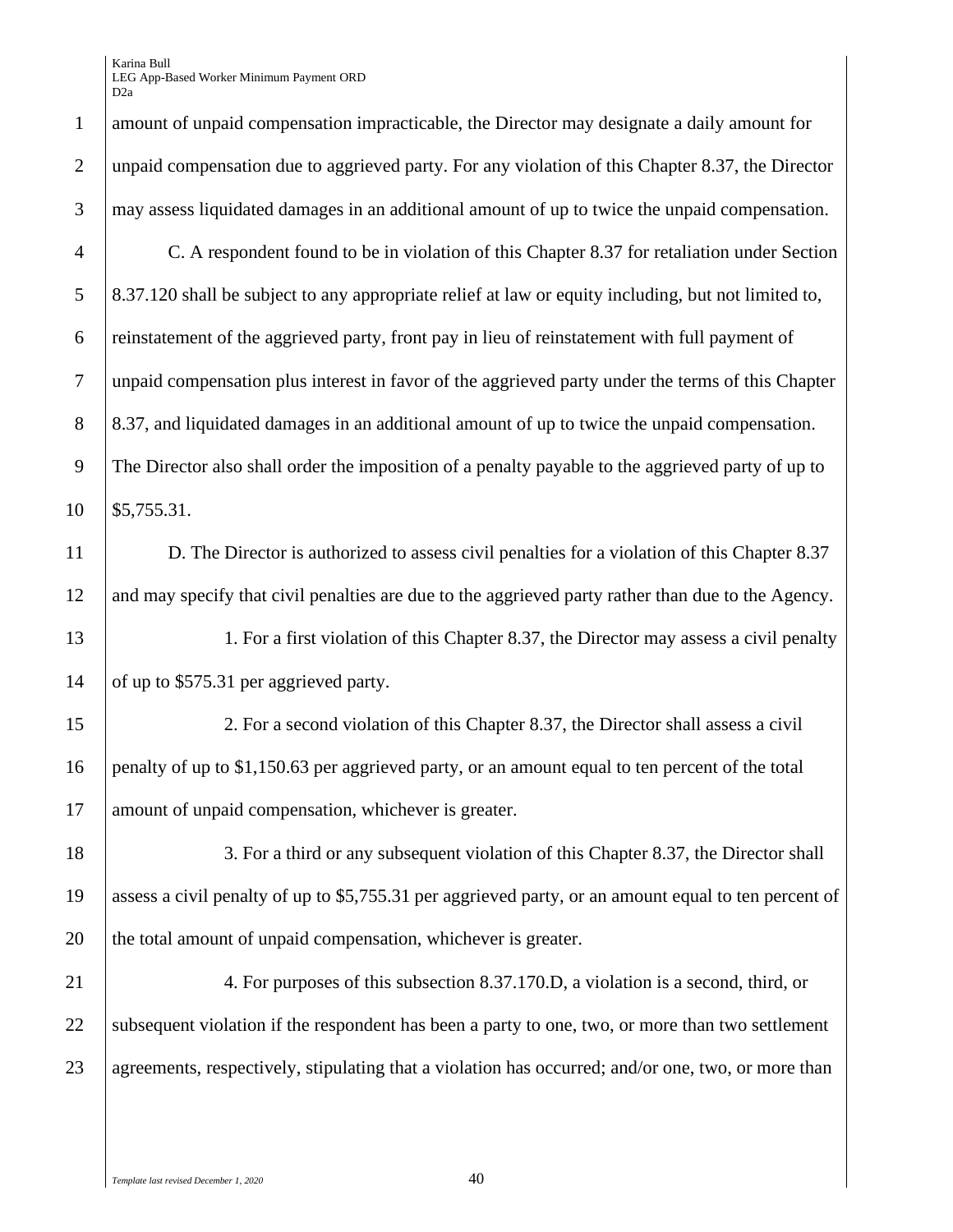amount of unpaid compensation impracticable, the Director may designate a daily amount for unpaid compensation due to aggrieved party. For any violation of this Chapter 8.37, the Director may assess liquidated damages in an additional amount of up to twice the unpaid compensation.

C. A respondent found to be in violation of this Chapter 8.37 for retaliation under Section 8.37.120 shall be subject to any appropriate relief at law or equity including, but not limited to, reinstatement of the aggrieved party, front pay in lieu of reinstatement with full payment of unpaid compensation plus interest in favor of the aggrieved party under the terms of this Chapter 8.37, and liquidated damages in an additional amount of up to twice the unpaid compensation. The Director also shall order the imposition of a penalty payable to the aggrieved party of up to $5,755.31.

D. The Director is authorized to assess civil penalties for a violation of this Chapter 8.37 and may specify that civil penalties are due to the aggrieved party rather than due to the Agency.

1. For a first violation of this Chapter 8.37, the Director may assess a civil penalty of up to $575.31 per aggrieved party.

2. For a second violation of this Chapter 8.37, the Director shall assess a civil penalty of up to $1,150.63 per aggrieved party, or an amount equal to ten percent of the total amount of unpaid compensation, whichever is greater.

3. For a third or any subsequent violation of this Chapter 8.37, the Director shall assess a civil penalty of up to $5,755.31 per aggrieved party, or an amount equal to ten percent of the total amount of unpaid compensation, whichever is greater.

4. For purposes of this subsection 8.37.170.D, a violation is a second, third, or subsequent violation if the respondent has been a party to one, two, or more than two settlement agreements, respectively, stipulating that a violation has occurred; and/or one, two, or more than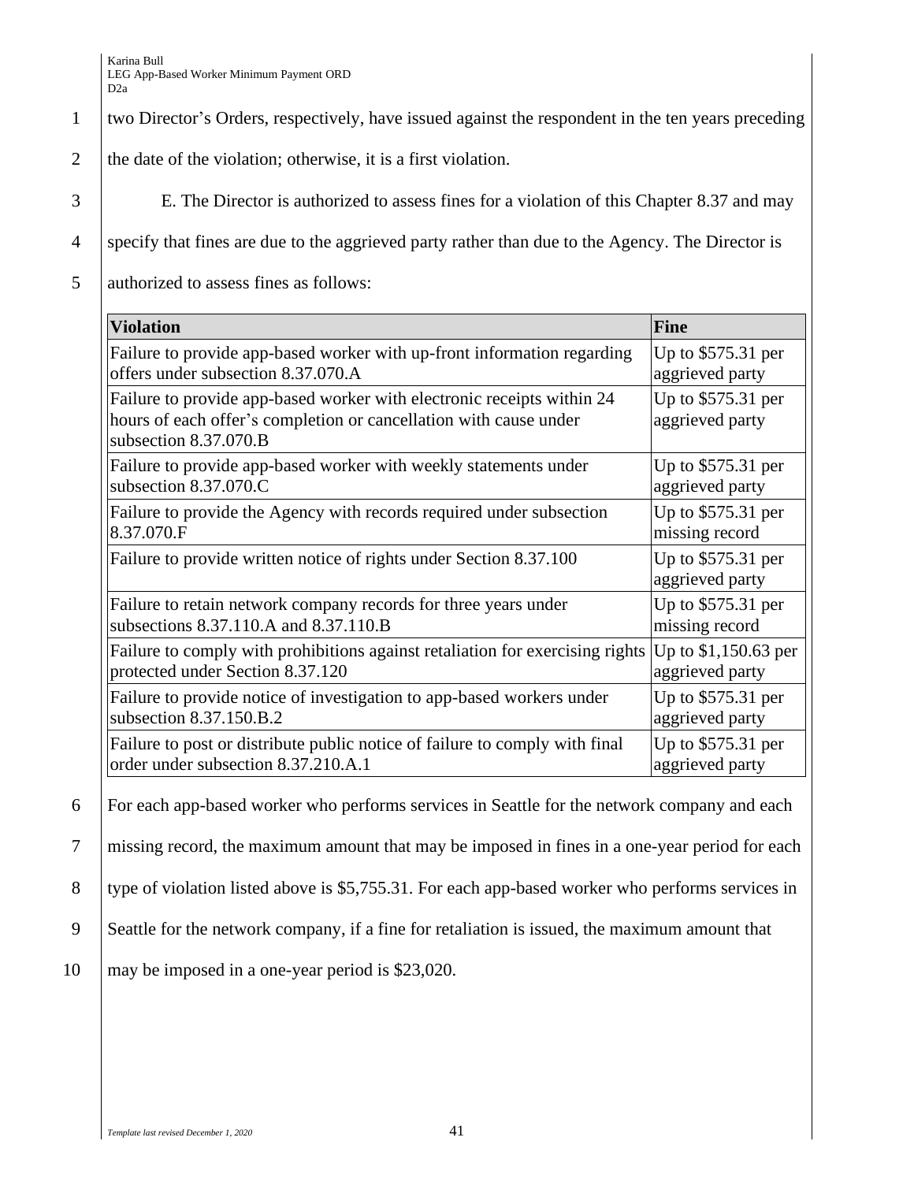two Director's Orders, respectively, have issued against the respondent in the ten years preceding the date of the violation; otherwise, it is a first violation.

E. The Director is authorized to assess fines for a violation of this Chapter 8.37 and may specify that fines are due to the aggrieved party rather than due to the Agency. The Director is authorized to assess fines as follows:

| Violation | Fine |
|---|---|
| Failure to provide app-based worker with up-front information regarding offers under subsection 8.37.070.A | Up to $575.31 per aggrieved party |
| Failure to provide app-based worker with electronic receipts within 24 hours of each offer's completion or cancellation with cause under subsection 8.37.070.B | Up to $575.31 per aggrieved party |
| Failure to provide app-based worker with weekly statements under subsection 8.37.070.C | Up to $575.31 per aggrieved party |
| Failure to provide the Agency with records required under subsection 8.37.070.F | Up to $575.31 per missing record |
| Failure to provide written notice of rights under Section 8.37.100 | Up to $575.31 per aggrieved party |
| Failure to retain network company records for three years under subsections 8.37.110.A and 8.37.110.B | Up to $575.31 per missing record |
| Failure to comply with prohibitions against retaliation for exercising rights protected under Section 8.37.120 | Up to $1,150.63 per aggrieved party |
| Failure to provide notice of investigation to app-based workers under subsection 8.37.150.B.2 | Up to $575.31 per aggrieved party |
| Failure to post or distribute public notice of failure to comply with final order under subsection 8.37.210.A.1 | Up to $575.31 per aggrieved party |

For each app-based worker who performs services in Seattle for the network company and each missing record, the maximum amount that may be imposed in fines in a one-year period for each type of violation listed above is $5,755.31. For each app-based worker who performs services in Seattle for the network company, if a fine for retaliation is issued, the maximum amount that may be imposed in a one-year period is $23,020.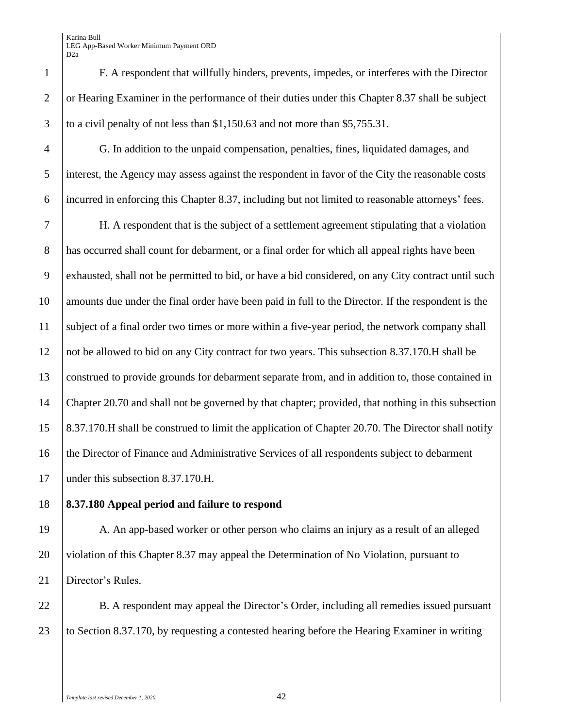F. A respondent that willfully hinders, prevents, impedes, or interferes with the Director or Hearing Examiner in the performance of their duties under this Chapter 8.37 shall be subject to a civil penalty of not less than $1,150.63 and not more than $5,755.31.

G. In addition to the unpaid compensation, penalties, fines, liquidated damages, and interest, the Agency may assess against the respondent in favor of the City the reasonable costs incurred in enforcing this Chapter 8.37, including but not limited to reasonable attorneys' fees.

H. A respondent that is the subject of a settlement agreement stipulating that a violation has occurred shall count for debarment, or a final order for which all appeal rights have been exhausted, shall not be permitted to bid, or have a bid considered, on any City contract until such amounts due under the final order have been paid in full to the Director. If the respondent is the subject of a final order two times or more within a five-year period, the network company shall not be allowed to bid on any City contract for two years. This subsection 8.37.170.H shall be construed to provide grounds for debarment separate from, and in addition to, those contained in Chapter 20.70 and shall not be governed by that chapter; provided, that nothing in this subsection 8.37.170.H shall be construed to limit the application of Chapter 20.70. The Director shall notify the Director of Finance and Administrative Services of all respondents subject to debarment under this subsection 8.37.170.H.

**8.37.180 Appeal period and failure to respond**

A. An app-based worker or other person who claims an injury as a result of an alleged violation of this Chapter 8.37 may appeal the Determination of No Violation, pursuant to Director's Rules.

B. A respondent may appeal the Director's Order, including all remedies issued pursuant to Section 8.37.170, by requesting a contested hearing before the Hearing Examiner in writing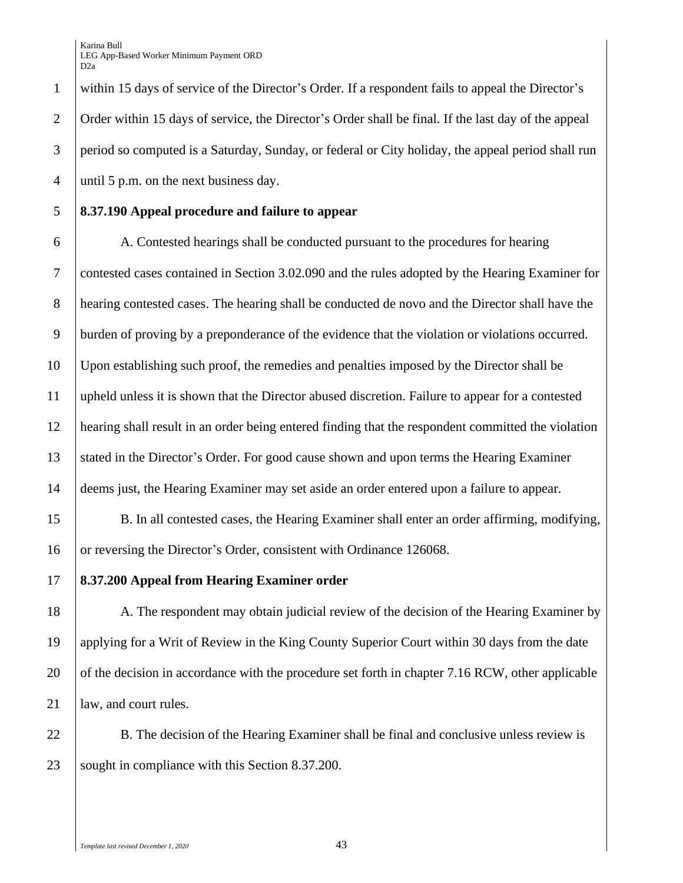within 15 days of service of the Director's Order. If a respondent fails to appeal the Director's Order within 15 days of service, the Director's Order shall be final. If the last day of the appeal period so computed is a Saturday, Sunday, or federal or City holiday, the appeal period shall run until 5 p.m. on the next business day.

**8.37.190 Appeal procedure and failure to appear**

A. Contested hearings shall be conducted pursuant to the procedures for hearing contested cases contained in Section 3.02.090 and the rules adopted by the Hearing Examiner for hearing contested cases. The hearing shall be conducted de novo and the Director shall have the burden of proving by a preponderance of the evidence that the violation or violations occurred. Upon establishing such proof, the remedies and penalties imposed by the Director shall be upheld unless it is shown that the Director abused discretion. Failure to appear for a contested hearing shall result in an order being entered finding that the respondent committed the violation stated in the Director's Order. For good cause shown and upon terms the Hearing Examiner deems just, the Hearing Examiner may set aside an order entered upon a failure to appear.

B. In all contested cases, the Hearing Examiner shall enter an order affirming, modifying, or reversing the Director's Order, consistent with Ordinance 126068.

**8.37.200 Appeal from Hearing Examiner order**

A. The respondent may obtain judicial review of the decision of the Hearing Examiner by applying for a Writ of Review in the King County Superior Court within 30 days from the date of the decision in accordance with the procedure set forth in chapter 7.16 RCW, other applicable law, and court rules.

B. The decision of the Hearing Examiner shall be final and conclusive unless review is sought in compliance with this Section 8.37.200.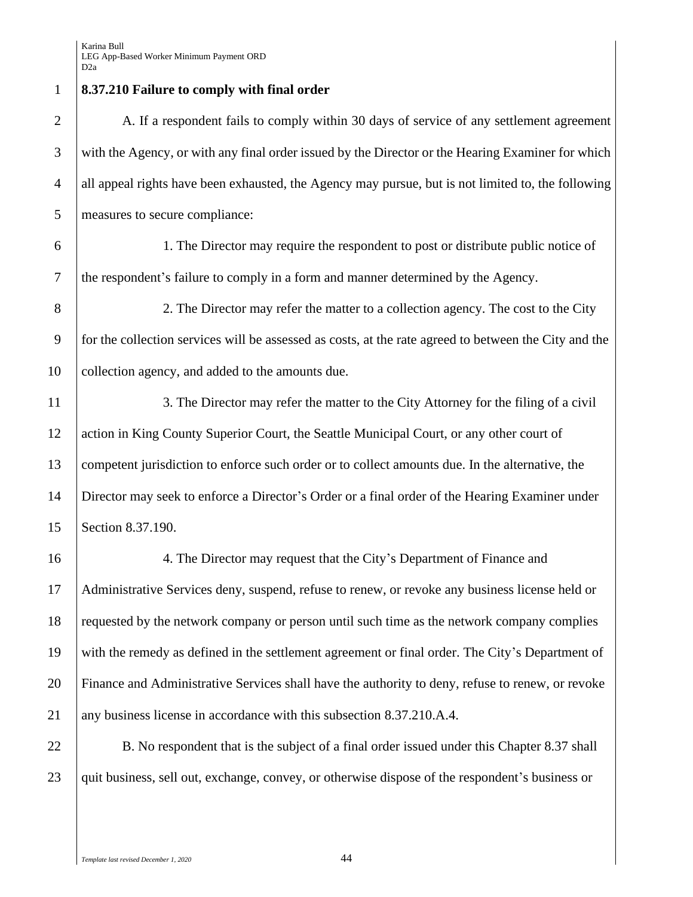**8.37.210 Failure to comply with final order**

A. If a respondent fails to comply within 30 days of service of any settlement agreement with the Agency, or with any final order issued by the Director or the Hearing Examiner for which all appeal rights have been exhausted, the Agency may pursue, but is not limited to, the following measures to secure compliance:

1. The Director may require the respondent to post or distribute public notice of the respondent's failure to comply in a form and manner determined by the Agency.

2. The Director may refer the matter to a collection agency. The cost to the City for the collection services will be assessed as costs, at the rate agreed to between the City and the collection agency, and added to the amounts due.

3. The Director may refer the matter to the City Attorney for the filing of a civil action in King County Superior Court, the Seattle Municipal Court, or any other court of competent jurisdiction to enforce such order or to collect amounts due. In the alternative, the Director may seek to enforce a Director's Order or a final order of the Hearing Examiner under Section 8.37.190.

4. The Director may request that the City's Department of Finance and Administrative Services deny, suspend, refuse to renew, or revoke any business license held or requested by the network company or person until such time as the network company complies with the remedy as defined in the settlement agreement or final order. The City's Department of Finance and Administrative Services shall have the authority to deny, refuse to renew, or revoke any business license in accordance with this subsection 8.37.210.A.4.

B. No respondent that is the subject of a final order issued under this Chapter 8.37 shall quit business, sell out, exchange, convey, or otherwise dispose of the respondent's business or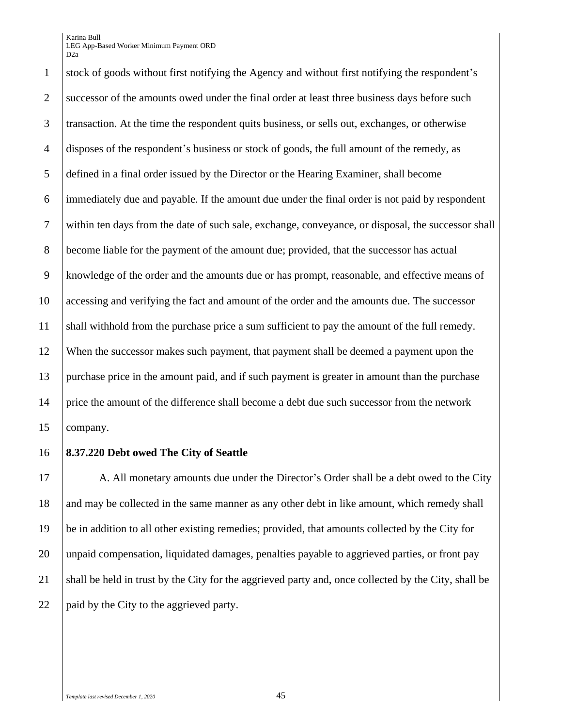stock of goods without first notifying the Agency and without first notifying the respondent's successor of the amounts owed under the final order at least three business days before such transaction. At the time the respondent quits business, or sells out, exchanges, or otherwise disposes of the respondent's business or stock of goods, the full amount of the remedy, as defined in a final order issued by the Director or the Hearing Examiner, shall become immediately due and payable. If the amount due under the final order is not paid by respondent within ten days from the date of such sale, exchange, conveyance, or disposal, the successor shall become liable for the payment of the amount due; provided, that the successor has actual knowledge of the order and the amounts due or has prompt, reasonable, and effective means of accessing and verifying the fact and amount of the order and the amounts due. The successor shall withhold from the purchase price a sum sufficient to pay the amount of the full remedy. When the successor makes such payment, that payment shall be deemed a payment upon the purchase price in the amount paid, and if such payment is greater in amount than the purchase price the amount of the difference shall become a debt due such successor from the network company.

**8.37.220 Debt owed The City of Seattle**

A. All monetary amounts due under the Director's Order shall be a debt owed to the City and may be collected in the same manner as any other debt in like amount, which remedy shall be in addition to all other existing remedies; provided, that amounts collected by the City for unpaid compensation, liquidated damages, penalties payable to aggrieved parties, or front pay shall be held in trust by the City for the aggrieved party and, once collected by the City, shall be paid by the City to the aggrieved party.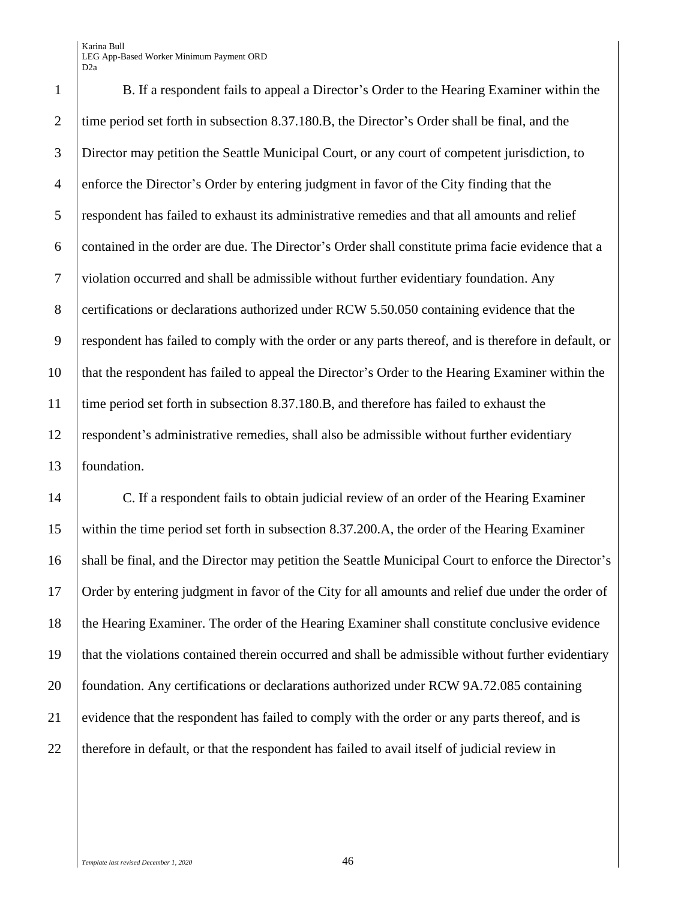B. If a respondent fails to appeal a Director's Order to the Hearing Examiner within the time period set forth in subsection 8.37.180.B, the Director's Order shall be final, and the Director may petition the Seattle Municipal Court, or any court of competent jurisdiction, to enforce the Director's Order by entering judgment in favor of the City finding that the respondent has failed to exhaust its administrative remedies and that all amounts and relief contained in the order are due. The Director's Order shall constitute prima facie evidence that a violation occurred and shall be admissible without further evidentiary foundation. Any certifications or declarations authorized under RCW 5.50.050 containing evidence that the respondent has failed to comply with the order or any parts thereof, and is therefore in default, or that the respondent has failed to appeal the Director's Order to the Hearing Examiner within the time period set forth in subsection 8.37.180.B, and therefore has failed to exhaust the respondent's administrative remedies, shall also be admissible without further evidentiary foundation.

C. If a respondent fails to obtain judicial review of an order of the Hearing Examiner within the time period set forth in subsection 8.37.200.A, the order of the Hearing Examiner shall be final, and the Director may petition the Seattle Municipal Court to enforce the Director's Order by entering judgment in favor of the City for all amounts and relief due under the order of the Hearing Examiner. The order of the Hearing Examiner shall constitute conclusive evidence that the violations contained therein occurred and shall be admissible without further evidentiary foundation. Any certifications or declarations authorized under RCW 9A.72.085 containing evidence that the respondent has failed to comply with the order or any parts thereof, and is therefore in default, or that the respondent has failed to avail itself of judicial review in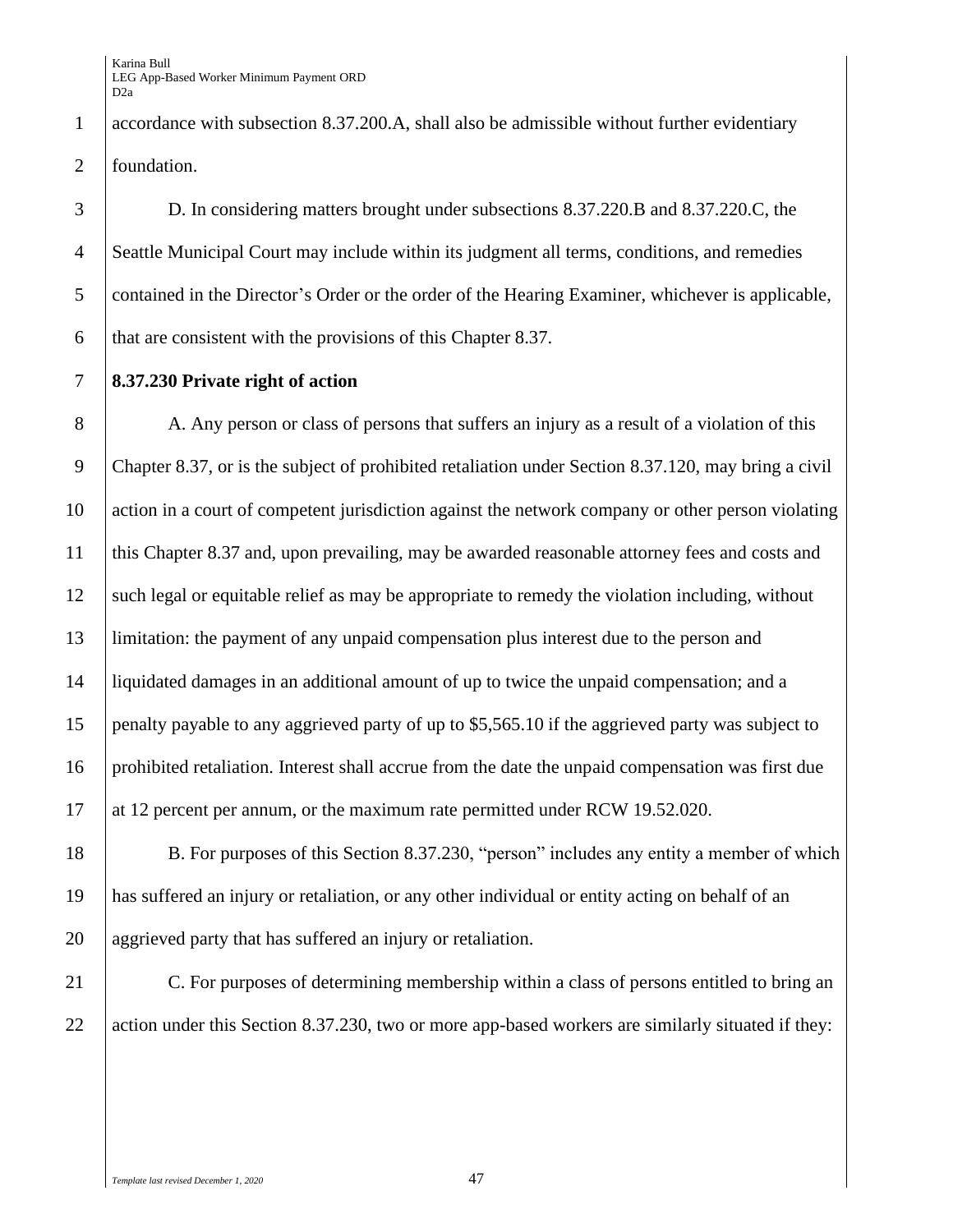accordance with subsection 8.37.200.A, shall also be admissible without further evidentiary foundation.

D. In considering matters brought under subsections 8.37.220.B and 8.37.220.C, the Seattle Municipal Court may include within its judgment all terms, conditions, and remedies contained in the Director's Order or the order of the Hearing Examiner, whichever is applicable, that are consistent with the provisions of this Chapter 8.37.

**8.37.230 Private right of action**

A. Any person or class of persons that suffers an injury as a result of a violation of this Chapter 8.37, or is the subject of prohibited retaliation under Section 8.37.120, may bring a civil action in a court of competent jurisdiction against the network company or other person violating this Chapter 8.37 and, upon prevailing, may be awarded reasonable attorney fees and costs and such legal or equitable relief as may be appropriate to remedy the violation including, without limitation: the payment of any unpaid compensation plus interest due to the person and liquidated damages in an additional amount of up to twice the unpaid compensation; and a penalty payable to any aggrieved party of up to $5,565.10 if the aggrieved party was subject to prohibited retaliation. Interest shall accrue from the date the unpaid compensation was first due at 12 percent per annum, or the maximum rate permitted under RCW 19.52.020.

B. For purposes of this Section 8.37.230, "person" includes any entity a member of which has suffered an injury or retaliation, or any other individual or entity acting on behalf of an aggrieved party that has suffered an injury or retaliation.

C. For purposes of determining membership within a class of persons entitled to bring an action under this Section 8.37.230, two or more app-based workers are similarly situated if they: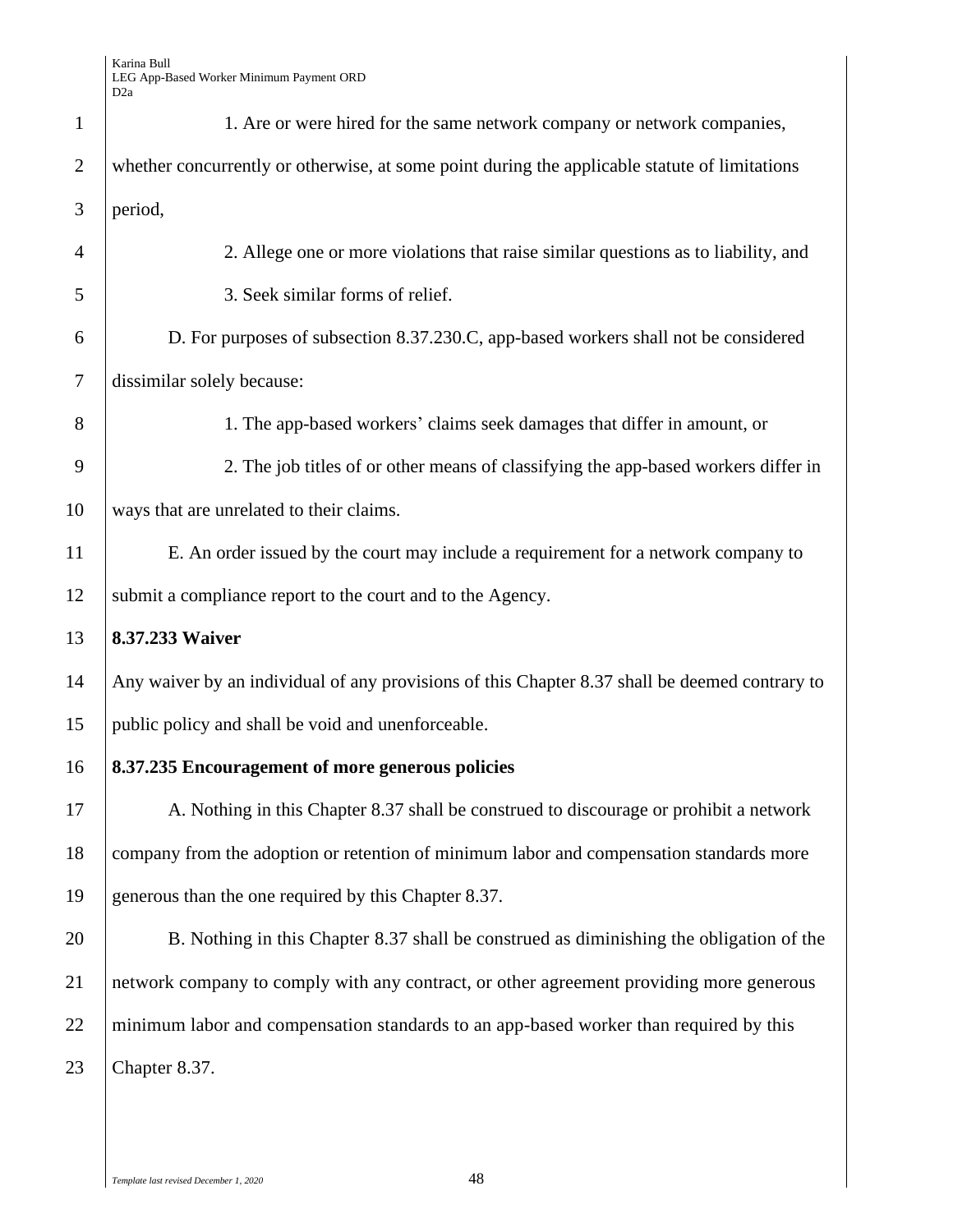1. Are or were hired for the same network company or network companies, whether concurrently or otherwise, at some point during the applicable statute of limitations period,

2. Allege one or more violations that raise similar questions as to liability, and

3. Seek similar forms of relief.

D. For purposes of subsection 8.37.230.C, app-based workers shall not be considered dissimilar solely because:

1. The app-based workers' claims seek damages that differ in amount, or

2. The job titles of or other means of classifying the app-based workers differ in ways that are unrelated to their claims.

E. An order issued by the court may include a requirement for a network company to submit a compliance report to the court and to the Agency.

**8.37.233 Waiver**

Any waiver by an individual of any provisions of this Chapter 8.37 shall be deemed contrary to public policy and shall be void and unenforceable.

**8.37.235 Encouragement of more generous policies**

A. Nothing in this Chapter 8.37 shall be construed to discourage or prohibit a network company from the adoption or retention of minimum labor and compensation standards more generous than the one required by this Chapter 8.37.

B. Nothing in this Chapter 8.37 shall be construed as diminishing the obligation of the network company to comply with any contract, or other agreement providing more generous minimum labor and compensation standards to an app-based worker than required by this Chapter 8.37.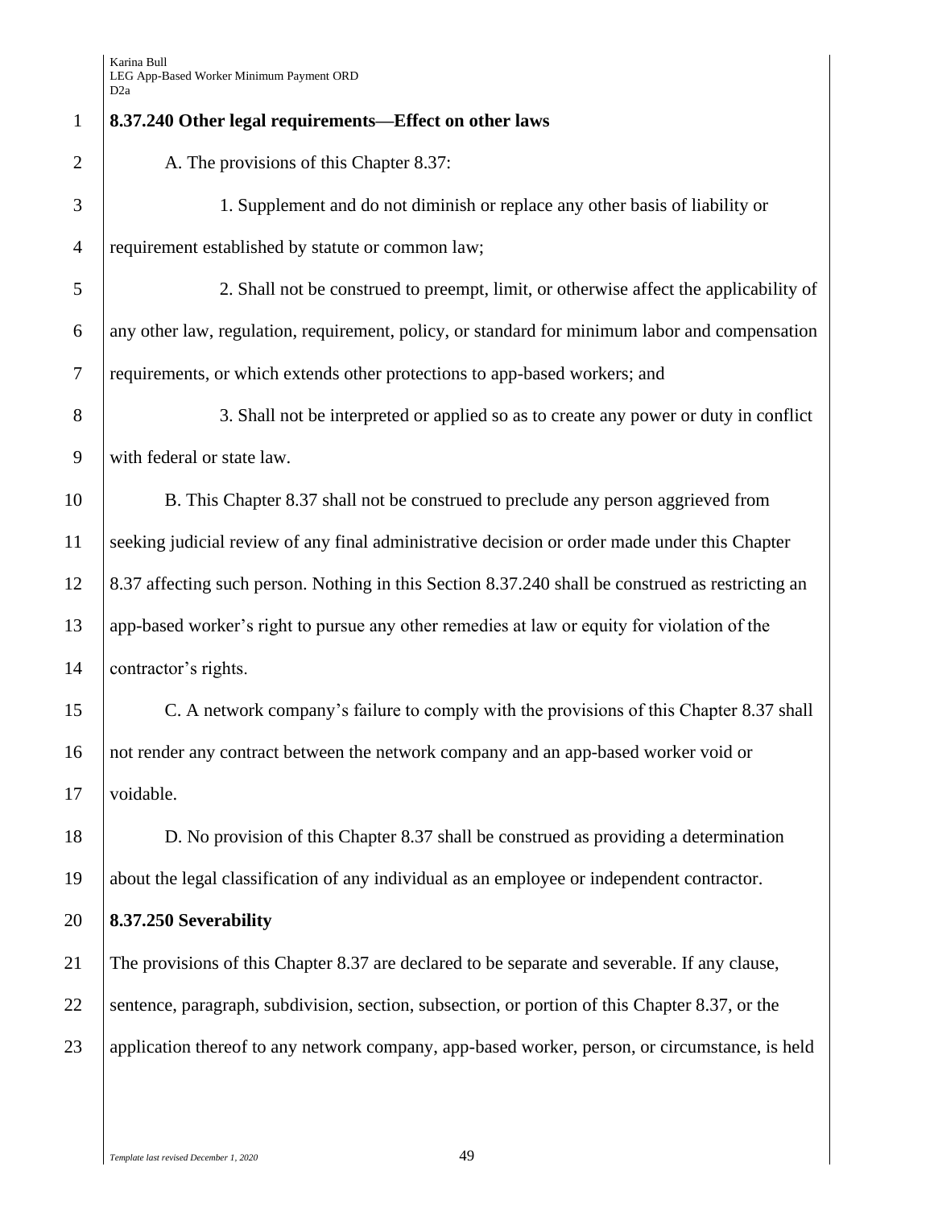**8.37.240 Other legal requirements—Effect on other laws**

A. The provisions of this Chapter 8.37:

1. Supplement and do not diminish or replace any other basis of liability or requirement established by statute or common law;

2. Shall not be construed to preempt, limit, or otherwise affect the applicability of any other law, regulation, requirement, policy, or standard for minimum labor and compensation requirements, or which extends other protections to app-based workers; and

3. Shall not be interpreted or applied so as to create any power or duty in conflict with federal or state law.

B. This Chapter 8.37 shall not be construed to preclude any person aggrieved from seeking judicial review of any final administrative decision or order made under this Chapter 8.37 affecting such person. Nothing in this Section 8.37.240 shall be construed as restricting an app-based worker's right to pursue any other remedies at law or equity for violation of the contractor's rights.

C. A network company's failure to comply with the provisions of this Chapter 8.37 shall not render any contract between the network company and an app-based worker void or voidable.

D. No provision of this Chapter 8.37 shall be construed as providing a determination about the legal classification of any individual as an employee or independent contractor.

**8.37.250 Severability**

The provisions of this Chapter 8.37 are declared to be separate and severable. If any clause, sentence, paragraph, subdivision, section, subsection, or portion of this Chapter 8.37, or the application thereof to any network company, app-based worker, person, or circumstance, is held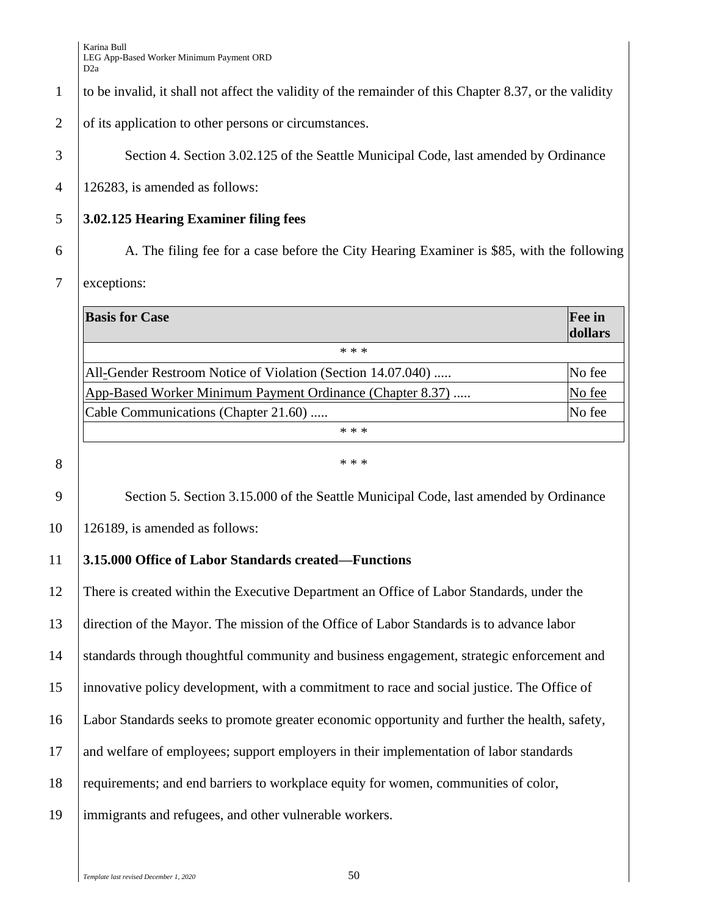to be invalid, it shall not affect the validity of the remainder of this Chapter 8.37, or the validity of its application to other persons or circumstances.

Section 4. Section 3.02.125 of the Seattle Municipal Code, last amended by Ordinance 126283, is amended as follows:

**3.02.125 Hearing Examiner filing fees**

A. The filing fee for a case before the City Hearing Examiner is $85, with the following exceptions:

| Basis for Case | Fee in dollars |
|---|---|
| * * * | |
| All-Gender Restroom Notice of Violation (Section 14.07.040) ..... | No fee |
| App-Based Worker Minimum Payment Ordinance (Chapter 8.37) ..... | No fee |
| Cable Communications (Chapter 21.60) ..... | No fee |
| * * * | |

* * *

Section 5. Section 3.15.000 of the Seattle Municipal Code, last amended by Ordinance 126189, is amended as follows:

**3.15.000 Office of Labor Standards created—Functions**

There is created within the Executive Department an Office of Labor Standards, under the direction of the Mayor. The mission of the Office of Labor Standards is to advance labor standards through thoughtful community and business engagement, strategic enforcement and innovative policy development, with a commitment to race and social justice. The Office of Labor Standards seeks to promote greater economic opportunity and further the health, safety, and welfare of employees; support employers in their implementation of labor standards requirements; and end barriers to workplace equity for women, communities of color, immigrants and refugees, and other vulnerable workers.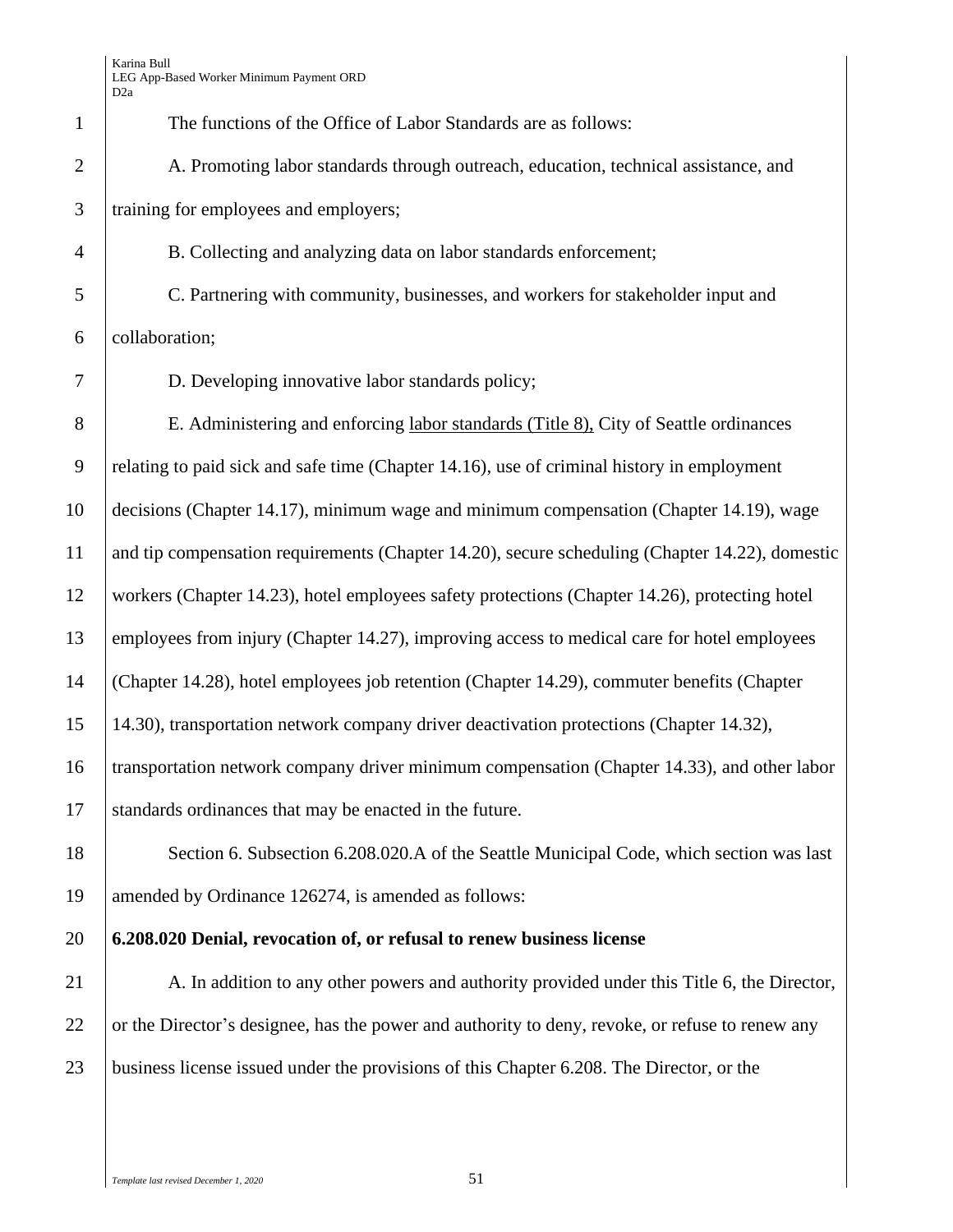The functions of the Office of Labor Standards are as follows:

A. Promoting labor standards through outreach, education, technical assistance, and training for employees and employers;

B. Collecting and analyzing data on labor standards enforcement;

C. Partnering with community, businesses, and workers for stakeholder input and collaboration;

D. Developing innovative labor standards policy;

E. Administering and enforcing <u>labor standards (Title 8),</u> City of Seattle ordinances relating to paid sick and safe time (Chapter 14.16), use of criminal history in employment decisions (Chapter 14.17), minimum wage and minimum compensation (Chapter 14.19), wage and tip compensation requirements (Chapter 14.20), secure scheduling (Chapter 14.22), domestic workers (Chapter 14.23), hotel employees safety protections (Chapter 14.26), protecting hotel employees from injury (Chapter 14.27), improving access to medical care for hotel employees (Chapter 14.28), hotel employees job retention (Chapter 14.29), commuter benefits (Chapter 14.30), transportation network company driver deactivation protections (Chapter 14.32), transportation network company driver minimum compensation (Chapter 14.33), and other labor standards ordinances that may be enacted in the future.

Section 6. Subsection 6.208.020.A of the Seattle Municipal Code, which section was last amended by Ordinance 126274, is amended as follows:

**6.208.020 Denial, revocation of, or refusal to renew business license**

A. In addition to any other powers and authority provided under this Title 6, the Director, or the Director's designee, has the power and authority to deny, revoke, or refuse to renew any business license issued under the provisions of this Chapter 6.208. The Director, or the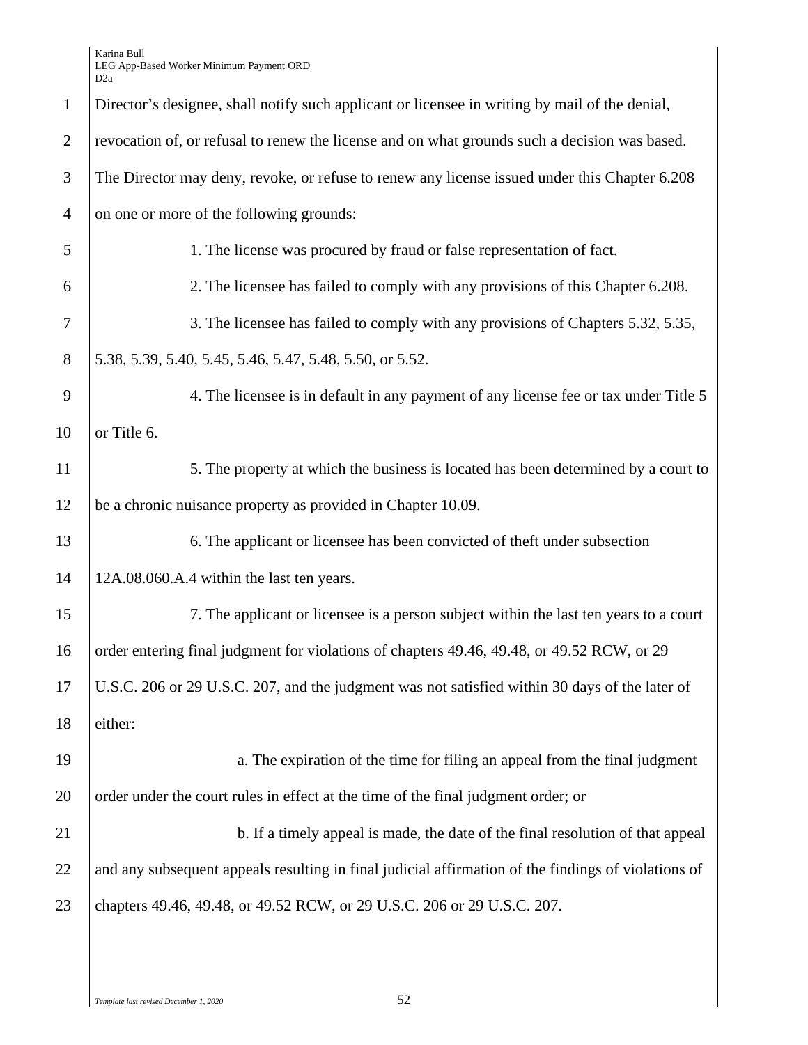Director's designee, shall notify such applicant or licensee in writing by mail of the denial, revocation of, or refusal to renew the license and on what grounds such a decision was based. The Director may deny, revoke, or refuse to renew any license issued under this Chapter 6.208 on one or more of the following grounds:

1. The license was procured by fraud or false representation of fact.

2. The licensee has failed to comply with any provisions of this Chapter 6.208.

3. The licensee has failed to comply with any provisions of Chapters 5.32, 5.35, 5.38, 5.39, 5.40, 5.45, 5.46, 5.47, 5.48, 5.50, or 5.52.

4. The licensee is in default in any payment of any license fee or tax under Title 5 or Title 6.

5. The property at which the business is located has been determined by a court to be a chronic nuisance property as provided in Chapter 10.09.

6. The applicant or licensee has been convicted of theft under subsection 12A.08.060.A.4 within the last ten years.

7. The applicant or licensee is a person subject within the last ten years to a court order entering final judgment for violations of chapters 49.46, 49.48, or 49.52 RCW, or 29 U.S.C. 206 or 29 U.S.C. 207, and the judgment was not satisfied within 30 days of the later of either:

a. The expiration of the time for filing an appeal from the final judgment order under the court rules in effect at the time of the final judgment order; or

b. If a timely appeal is made, the date of the final resolution of that appeal and any subsequent appeals resulting in final judicial affirmation of the findings of violations of chapters 49.46, 49.48, or 49.52 RCW, or 29 U.S.C. 206 or 29 U.S.C. 207.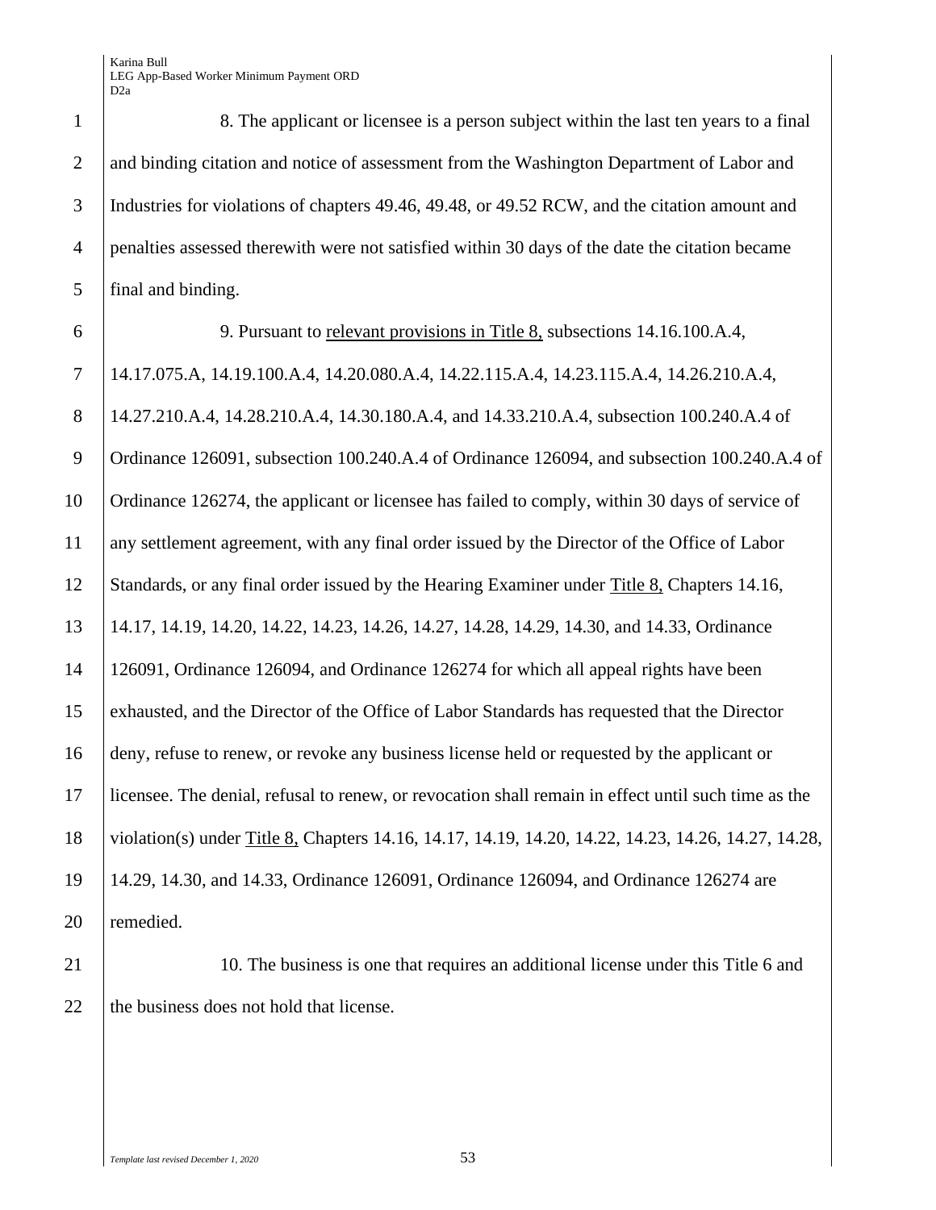8. The applicant or licensee is a person subject within the last ten years to a final and binding citation and notice of assessment from the Washington Department of Labor and Industries for violations of chapters 49.46, 49.48, or 49.52 RCW, and the citation amount and penalties assessed therewith were not satisfied within 30 days of the date the citation became final and binding.

9. Pursuant to relevant provisions in Title 8, subsections 14.16.100.A.4, 14.17.075.A, 14.19.100.A.4, 14.20.080.A.4, 14.22.115.A.4, 14.23.115.A.4, 14.26.210.A.4, 14.27.210.A.4, 14.28.210.A.4, 14.30.180.A.4, and 14.33.210.A.4, subsection 100.240.A.4 of Ordinance 126091, subsection 100.240.A.4 of Ordinance 126094, and subsection 100.240.A.4 of Ordinance 126274, the applicant or licensee has failed to comply, within 30 days of service of any settlement agreement, with any final order issued by the Director of the Office of Labor Standards, or any final order issued by the Hearing Examiner under Title 8, Chapters 14.16, 14.17, 14.19, 14.20, 14.22, 14.23, 14.26, 14.27, 14.28, 14.29, 14.30, and 14.33, Ordinance 126091, Ordinance 126094, and Ordinance 126274 for which all appeal rights have been exhausted, and the Director of the Office of Labor Standards has requested that the Director deny, refuse to renew, or revoke any business license held or requested by the applicant or licensee. The denial, refusal to renew, or revocation shall remain in effect until such time as the violation(s) under Title 8, Chapters 14.16, 14.17, 14.19, 14.20, 14.22, 14.23, 14.26, 14.27, 14.28, 14.29, 14.30, and 14.33, Ordinance 126091, Ordinance 126094, and Ordinance 126274 are remedied.

10. The business is one that requires an additional license under this Title 6 and the business does not hold that license.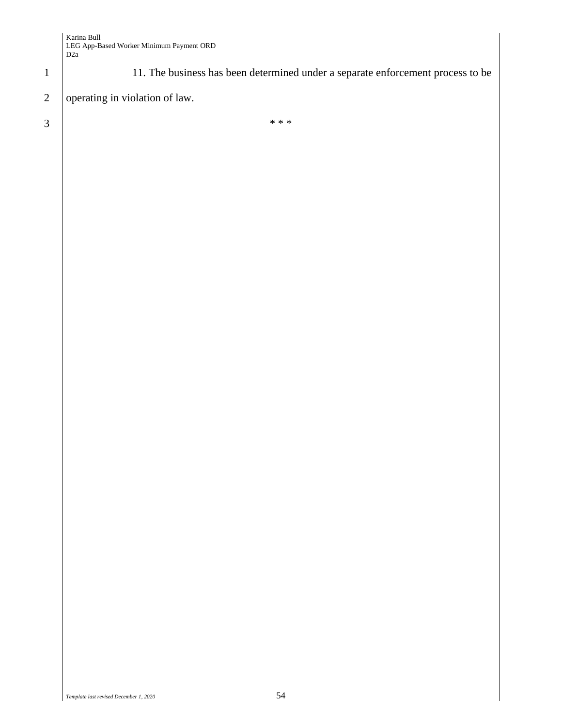11. The business has been determined under a separate enforcement process to be operating in violation of law.

* * *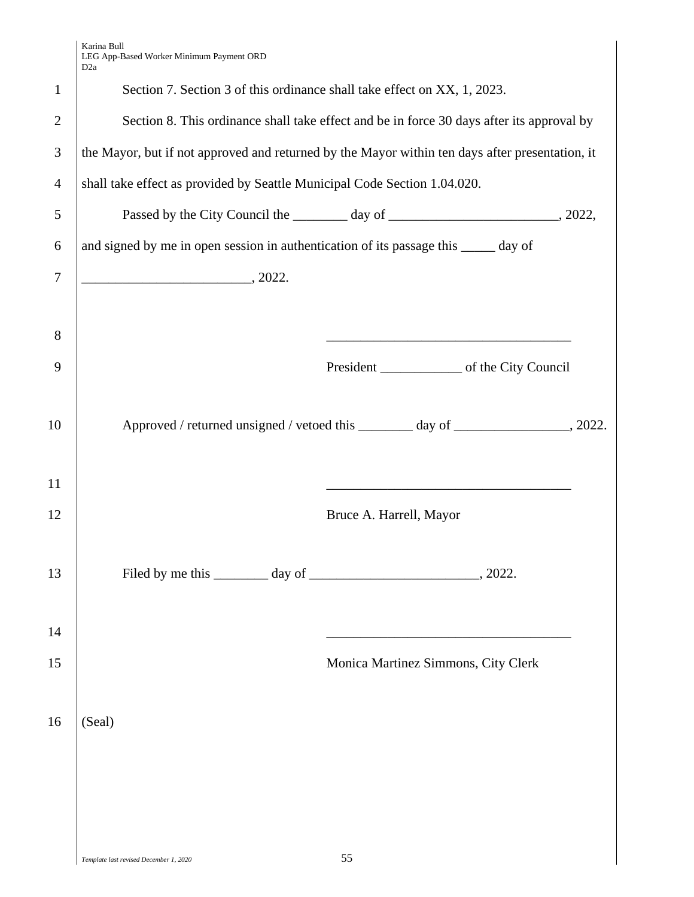Section 7. Section 3 of this ordinance shall take effect on XX, 1, 2023.

Section 8. This ordinance shall take effect and be in force 30 days after its approval by the Mayor, but if not approved and returned by the Mayor within ten days after presentation, it shall take effect as provided by Seattle Municipal Code Section 1.04.020.

Passed by the City Council the ________ day of _________________________, 2022, and signed by me in open session in authentication of its passage this _____ day of _________________________, 2022.

____________________________________

President ____________ of the City Council

Approved / returned unsigned / vetoed this ________ day of _________________, 2022.

____________________________________

Bruce A. Harrell, Mayor

Filed by me this ________ day of _________________________, 2022.

____________________________________

Monica Martinez Simmons, City Clerk

(Seal)